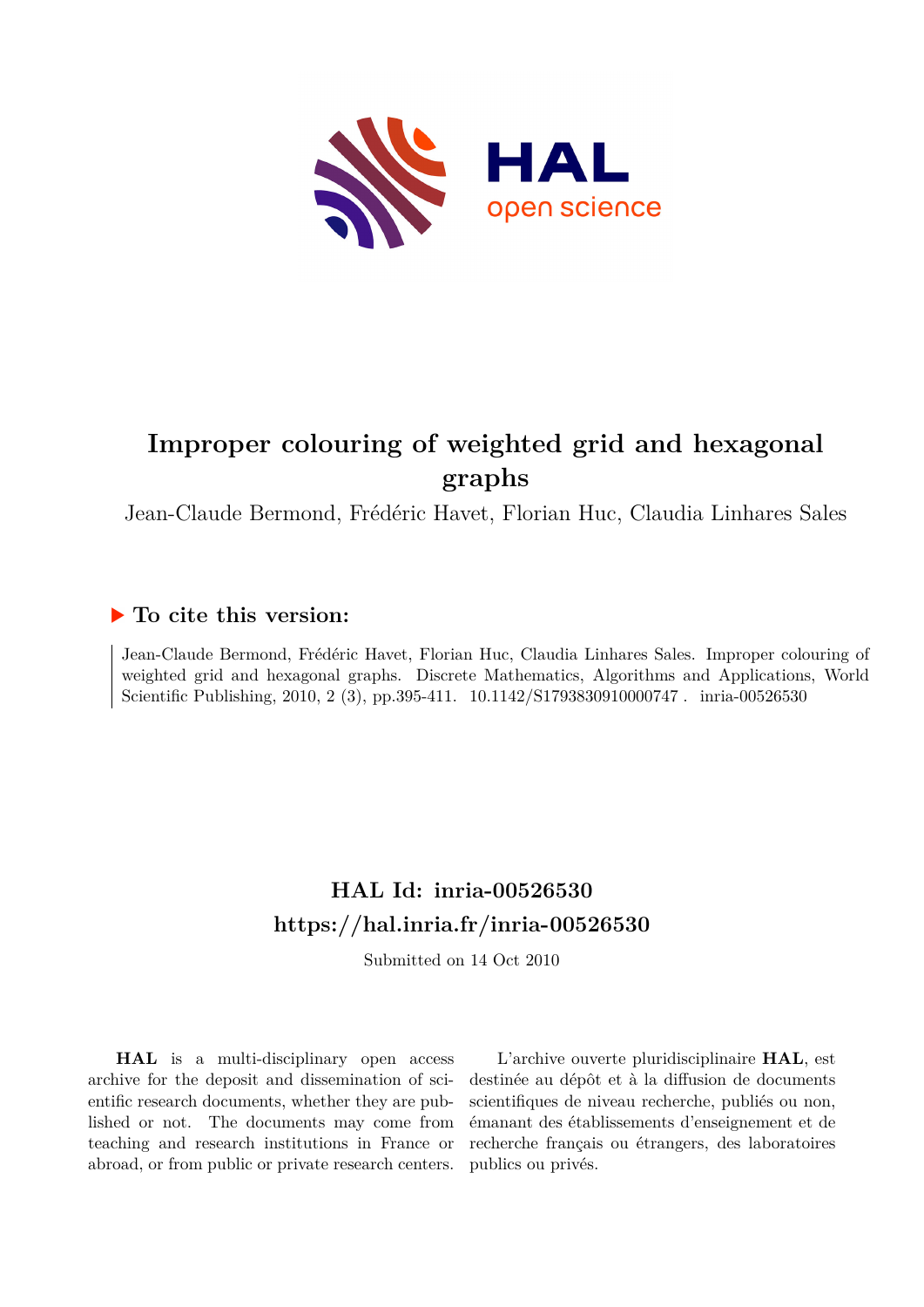# Improper colouring of weighted grid and hexagonal graphs

Jean-Claude Bermond, Frédéric Havet, Florian Huc, Claudia Linhares Sales

## To cite this version:

Jean-Claude Bermond, Frédéric Havet, Florian Huc, Claudia Linhares Sales. Improper colouring of weighted grid and hexagonal graphs. Discrete Mathematics, Algorithms and Applications, World Scientific Publishing, 2010, 2 (3), pp.395-411. 10.1142/S1793830910000747 . inria-00526530

## HAL Id: inria-00526530

## https://hal.inria.fr/inria-00526530

Submitted on 14 Oct 2010

**HAL** is a multi-disciplinary open access archive for the deposit and dissemination of scientific research documents, whether they are published or not. The documents may come from teaching and research institutions in France or abroad, or from public or private research centers.

L'archive ouverte pluridisciplinaire **HAL**, est destinée au dépôt et à la diffusion de documents scientifiques de niveau recherche, publiés ou non, émanant des établissements d'enseignement et de recherche français ou étrangers, des laboratoires publics ou privés.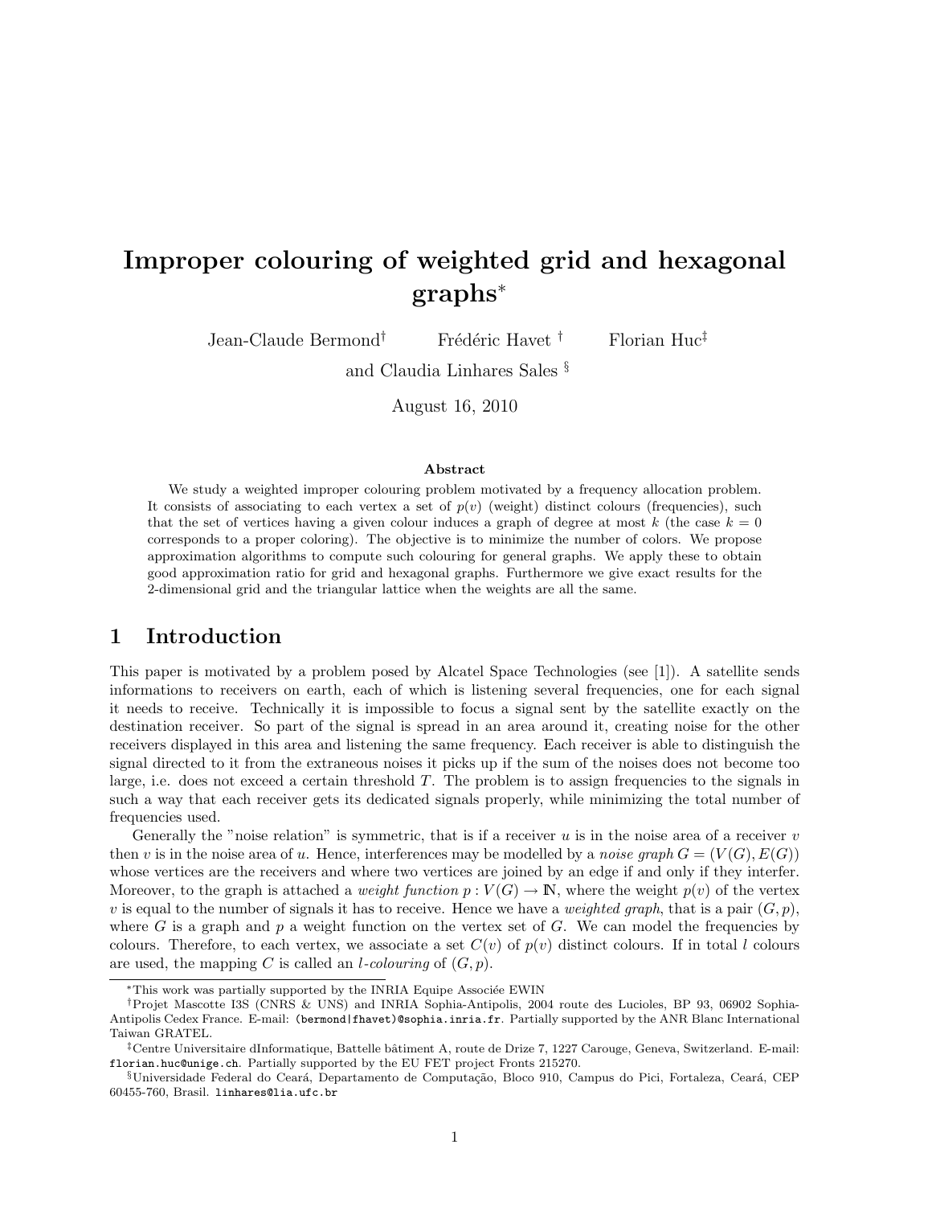# Improper colouring of weighted grid and hexagonal graphs*

Jean-Claude Bermond† Frédéric Havet † Florian Huc‡

and Claudia Linhares Sales §

August 16, 2010

### Abstract

We study a weighted improper colouring problem motivated by a frequency allocation problem. It consists of associating to each vertex a set of $p(v)$ (weight) distinct colours (frequencies), such that the set of vertices having a given colour induces a graph of degree at most $k$ (the case $k = 0$ corresponds to a proper coloring). The objective is to minimize the number of colors. We propose approximation algorithms to compute such colouring for general graphs. We apply these to obtain good approximation ratio for grid and hexagonal graphs. Furthermore we give exact results for the 2-dimensional grid and the triangular lattice when the weights are all the same.

## 1 Introduction

This paper is motivated by a problem posed by Alcatel Space Technologies (see [1]). A satellite sends informations to receivers on earth, each of which is listening several frequencies, one for each signal it needs to receive. Technically it is impossible to focus a signal sent by the satellite exactly on the destination receiver. So part of the signal is spread in an area around it, creating noise for the other receivers displayed in this area and listening the same frequency. Each receiver is able to distinguish the signal directed to it from the extraneous noises it picks up if the sum of the noises does not become too large, i.e. does not exceed a certain threshold $T$. The problem is to assign frequencies to the signals in such a way that each receiver gets its dedicated signals properly, while minimizing the total number of frequencies used.

Generally the "noise relation" is symmetric, that is if a receiver $u$ is in the noise area of a receiver $v$ then $v$ is in the noise area of $u$. Hence, interferences may be modelled by a *noise graph* $G = (V(G), E(G))$ whose vertices are the receivers and where two vertices are joined by an edge if and only if they interfer. Moreover, to the graph is attached a *weight function* $p : V(G) \rightarrow \mathbb{N}$, where the weight $p(v)$ of the vertex $v$ is equal to the number of signals it has to receive. Hence we have a *weighted graph*, that is a pair $(G, p)$, where $G$ is a graph and $p$ a weight function on the vertex set of $G$. We can model the frequencies by colours. Therefore, to each vertex, we associate a set $C(v)$ of $p(v)$ distinct colours. If in total $l$ colours are used, the mapping $C$ is called an *$l$-colouring* of $(G, p)$.

---

*This work was partially supported by the INRIA Equipe Associée EWIN

†Projet Mascotte I3S (CNRS & UNS) and INRIA Sophia-Antipolis, 2004 route des Lucioles, BP 93, 06902 Sophia-Antipolis Cedex France. E-mail: (bermond|fhavet)@sophia.inria.fr. Partially supported by the ANR Blanc International Taiwan GRATEL.

‡Centre Universitaire dInformatique, Battelle bâtiment A, route de Drize 7, 1227 Carouge, Geneva, Switzerland. E-mail: florian.huc@unige.ch. Partially supported by the EU FET project Fronts 215270.

§Universidade Federal do Ceará, Departamento de Computação, Bloco 910, Campus do Pici, Fortaleza, Ceará, CEP 60455-760, Brasil. linhares@lia.ufc.br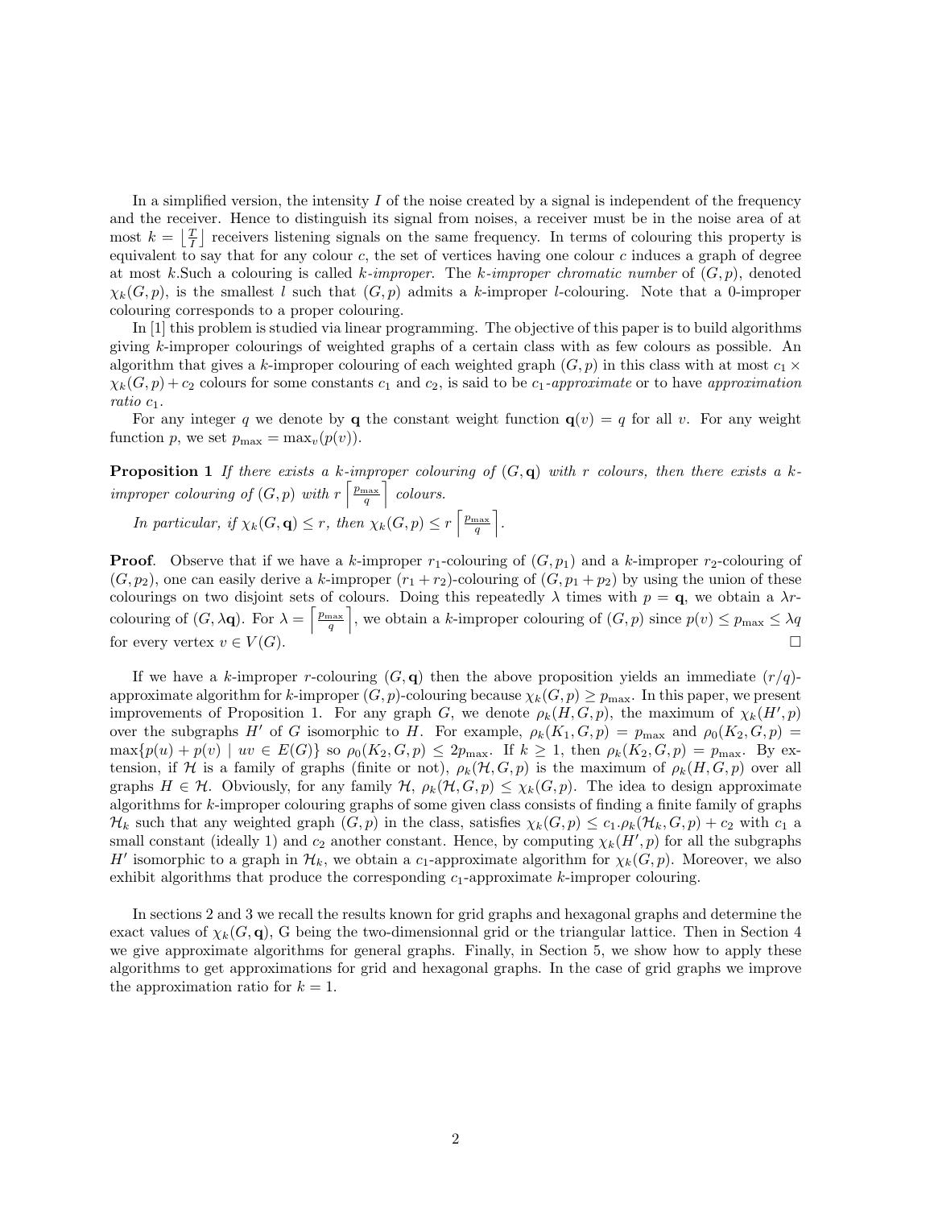In a simplified version, the intensity $I$ of the noise created by a signal is independent of the frequency and the receiver. Hence to distinguish its signal from noises, a receiver must be in the noise area of at most $k = \left\lfloor \frac{T}{I} \right\rfloor$ receivers listening signals on the same frequency. In terms of colouring this property is equivalent to say that for any colour $c$, the set of vertices having one colour $c$ induces a graph of degree at most $k$.Such a colouring is called *k-improper*. The *k-improper chromatic number* of $(G, p)$, denoted $\chi_k(G, p)$, is the smallest $l$ such that $(G, p)$ admits a $k$-improper $l$-colouring. Note that a 0-improper colouring corresponds to a proper colouring.

In [1] this problem is studied via linear programming. The objective of this paper is to build algorithms giving $k$-improper colourings of weighted graphs of a certain class with as few colours as possible. An algorithm that gives a $k$-improper colouring of each weighted graph $(G, p)$ in this class with at most $c_1 \times \chi_k(G, p) + c_2$ colours for some constants $c_1$ and $c_2$, is said to be *$c_1$-approximate* or to have *approximation ratio* $c_1$.

For any integer $q$ we denote by $\mathbf{q}$ the constant weight function $\mathbf{q}(v) = q$ for all $v$. For any weight function $p$, we set $p_{\max} = \max_v(p(v))$.

**Proposition 1** *If there exists a $k$-improper colouring of $(G, \mathbf{q})$ with $r$ colours, then there exists a $k$-improper colouring of $(G, p)$ with $r \left\lceil \frac{p_{\max}}{q} \right\rceil$ colours.*

*In particular, if $\chi_k(G, \mathbf{q}) \leq r$, then $\chi_k(G, p) \leq r \left\lceil \frac{p_{\max}}{q} \right\rceil$.*

**Proof**. Observe that if we have a $k$-improper $r_1$-colouring of $(G, p_1)$ and a $k$-improper $r_2$-colouring of $(G, p_2)$, one can easily derive a $k$-improper $(r_1 + r_2)$-colouring of $(G, p_1 + p_2)$ by using the union of these colourings on two disjoint sets of colours. Doing this repeatedly $\lambda$ times with $p = \mathbf{q}$, we obtain a $\lambda r$-colouring of $(G, \lambda\mathbf{q})$. For $\lambda = \left\lceil \frac{p_{\max}}{q} \right\rceil$, we obtain a $k$-improper colouring of $(G, p)$ since $p(v) \leq p_{\max} \leq \lambda q$ for every vertex $v \in V(G)$. □

If we have a $k$-improper $r$-colouring $(G, \mathbf{q})$ then the above proposition yields an immediate $(r/q)$-approximate algorithm for $k$-improper $(G, p)$-colouring because $\chi_k(G, p) \geq p_{\max}$. In this paper, we present improvements of Proposition 1. For any graph $G$, we denote $\rho_k(H, G, p)$, the maximum of $\chi_k(H', p)$ over the subgraphs $H'$ of $G$ isomorphic to $H$. For example, $\rho_k(K_1, G, p) = p_{\max}$ and $\rho_0(K_2, G, p) = \max\{p(u) + p(v) \mid uv \in E(G)\}$ so $\rho_0(K_2, G, p) \leq 2p_{\max}$. If $k \geq 1$, then $\rho_k(K_2, G, p) = p_{\max}$. By extension, if $\mathcal{H}$ is a family of graphs (finite or not), $\rho_k(\mathcal{H}, G, p)$ is the maximum of $\rho_k(H, G, p)$ over all graphs $H \in \mathcal{H}$. Obviously, for any family $\mathcal{H}$, $\rho_k(\mathcal{H}, G, p) \leq \chi_k(G, p)$. The idea to design approximate algorithms for $k$-improper colouring graphs of some given class consists of finding a finite family of graphs $\mathcal{H}_k$ such that any weighted graph $(G, p)$ in the class, satisfies $\chi_k(G, p) \leq c_1.\rho_k(\mathcal{H}_k, G, p) + c_2$ with $c_1$ a small constant (ideally 1) and $c_2$ another constant. Hence, by computing $\chi_k(H', p)$ for all the subgraphs $H'$ isomorphic to a graph in $\mathcal{H}_k$, we obtain a $c_1$-approximate algorithm for $\chi_k(G, p)$. Moreover, we also exhibit algorithms that produce the corresponding $c_1$-approximate $k$-improper colouring.

In sections 2 and 3 we recall the results known for grid graphs and hexagonal graphs and determine the exact values of $\chi_k(G, \mathbf{q})$, G being the two-dimensionnal grid or the triangular lattice. Then in Section 4 we give approximate algorithms for general graphs. Finally, in Section 5, we show how to apply these algorithms to get approximations for grid and hexagonal graphs. In the case of grid graphs we improve the approximation ratio for $k = 1$.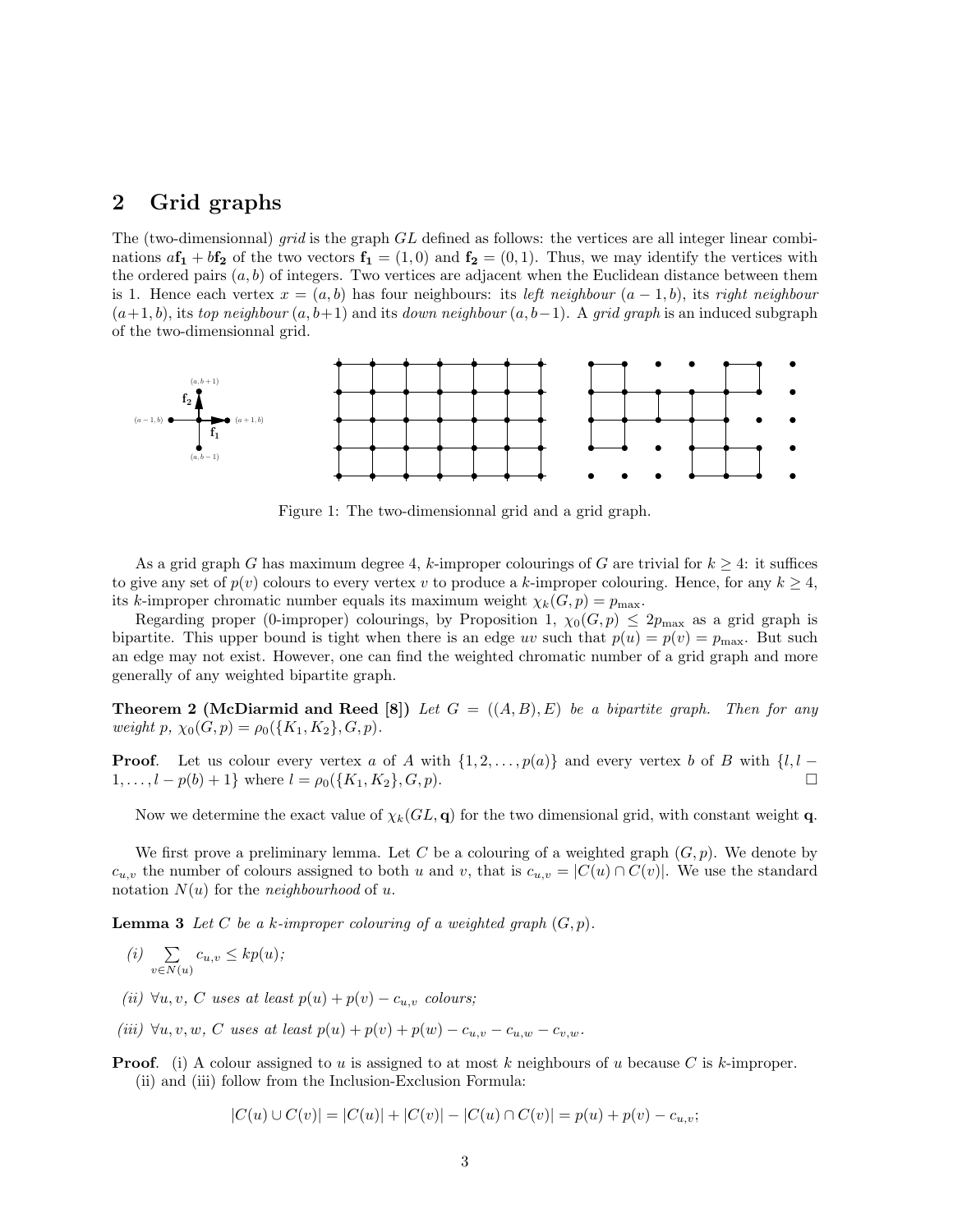## 2 Grid graphs

The (two-dimensionnal) *grid* is the graph $GL$ defined as follows: the vertices are all integer linear combinations $a\mathbf{f_1} + b\mathbf{f_2}$ of the two vectors $\mathbf{f_1} = (1,0)$ and $\mathbf{f_2} = (0,1)$. Thus, we may identify the vertices with the ordered pairs $(a,b)$ of integers. Two vertices are adjacent when the Euclidean distance between them is 1. Hence each vertex $x = (a,b)$ has four neighbours: its *left neighbour* $(a-1,b)$, its *right neighbour* $(a+1,b)$, its *top neighbour* $(a,b+1)$ and its *down neighbour* $(a,b-1)$. A *grid graph* is an induced subgraph of the two-dimensionnal grid.

Figure 1: The two-dimensionnal grid and a grid graph.

As a grid graph $G$ has maximum degree 4, $k$-improper colourings of $G$ are trivial for $k \geq 4$: it suffices to give any set of $p(v)$ colours to every vertex $v$ to produce a $k$-improper colouring. Hence, for any $k \geq 4$, its $k$-improper chromatic number equals its maximum weight $\chi_k(G,p) = p_{\max}$.

Regarding proper (0-improper) colourings, by Proposition 1, $\chi_0(G,p) \leq 2p_{\max}$ as a grid graph is bipartite. This upper bound is tight when there is an edge $uv$ such that $p(u) = p(v) = p_{\max}$. But such an edge may not exist. However, one can find the weighted chromatic number of a grid graph and more generally of any weighted bipartite graph.

**Theorem 2 (McDiarmid and Reed [8])** *Let $G = ((A,B),E)$ be a bipartite graph. Then for any weight $p$, $\chi_0(G,p) = \rho_0(\{K_1,K_2\},G,p)$.*

**Proof**. Let us colour every vertex $a$ of $A$ with $\{1,2,\ldots,p(a)\}$ and every vertex $b$ of $B$ with $\{l, l-1, \ldots, l-p(b)+1\}$ where $l = \rho_0(\{K_1,K_2\},G,p)$. □

Now we determine the exact value of $\chi_k(GL,\mathbf{q})$ for the two dimensional grid, with constant weight $\mathbf{q}$.

We first prove a preliminary lemma. Let $C$ be a colouring of a weighted graph $(G,p)$. We denote by $c_{u,v}$ the number of colours assigned to both $u$ and $v$, that is $c_{u,v} = |C(u) \cap C(v)|$. We use the standard notation $N(u)$ for the *neighbourhood* of $u$.

**Lemma 3** *Let $C$ be a $k$-improper colouring of a weighted graph $(G,p)$.*

*(i)* $\sum_{v \in N(u)} c_{u,v} \leq kp(u)$;

*(ii)* $\forall u,v$, *$C$ uses at least* $p(u) + p(v) - c_{u,v}$ *colours;*

*(iii)* $\forall u,v,w$, *$C$ uses at least* $p(u) + p(v) + p(w) - c_{u,v} - c_{u,w} - c_{v,w}$.

**Proof**. (i) A colour assigned to $u$ is assigned to at most $k$ neighbours of $u$ because $C$ is $k$-improper.

(ii) and (iii) follow from the Inclusion-Exclusion Formula:

$$|C(u) \cup C(v)| = |C(u)| + |C(v)| - |C(u) \cap C(v)| = p(u) + p(v) - c_{u,v};$$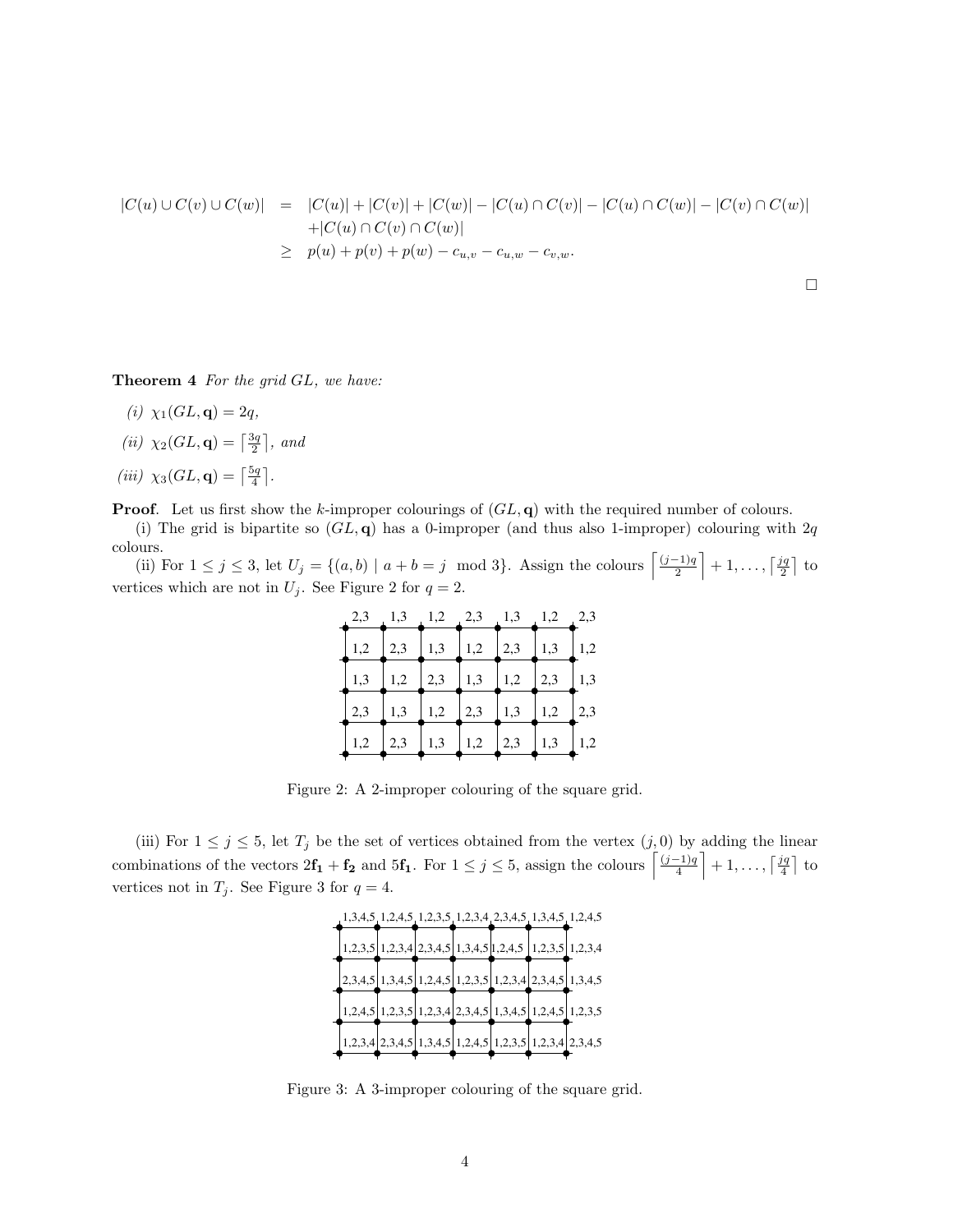$$
\begin{aligned}
|C(u) \cup C(v) \cup C(w)| &= |C(u)| + |C(v)| + |C(w)| - |C(u) \cap C(v)| - |C(u) \cap C(w)| - |C(v) \cap C(w)| \\
&\quad + |C(u) \cap C(v) \cap C(w)| \\
&\geq p(u) + p(v) + p(w) - c_{u,v} - c_{u,w} - c_{v,w}.
\end{aligned}
$$

□

**Theorem 4** *For the grid $GL$, we have:*

*(i)* $\chi_1(GL, \mathbf{q}) = 2q$,

*(ii)* $\chi_2(GL, \mathbf{q}) = \left\lceil \frac{3q}{2} \right\rceil$, *and*

*(iii)* $\chi_3(GL, \mathbf{q}) = \left\lceil \frac{5q}{4} \right\rceil$.

**Proof**. Let us first show the $k$-improper colourings of $(GL, \mathbf{q})$ with the required number of colours.

(i) The grid is bipartite so $(GL, \mathbf{q})$ has a 0-improper (and thus also 1-improper) colouring with $2q$ colours.

(ii) For $1 \leq j \leq 3$, let $U_j = \{(a,b) \mid a + b = j \mod 3\}$. Assign the colours $\left\lceil \frac{(j-1)q}{2} \right\rceil + 1, \ldots, \left\lceil \frac{jq}{2} \right\rceil$ to vertices which are not in $U_j$. See Figure 2 for $q = 2$.

| 2,3 | 1,3 | 1,2 | 2,3 | 1,3 | 1,2 | 2,3 |
|---|---|---|---|---|---|---|
| 1,2 | 2,3 | 1,3 | 1,2 | 2,3 | 1,3 | 1,2 |
| 1,3 | 1,2 | 2,3 | 1,3 | 1,2 | 2,3 | 1,3 |
| 2,3 | 1,3 | 1,2 | 2,3 | 1,3 | 1,2 | 2,3 |
| 1,2 | 2,3 | 1,3 | 1,2 | 2,3 | 1,3 | 1,2 |

Figure 2: A 2-improper colouring of the square grid.

(iii) For $1 \leq j \leq 5$, let $T_j$ be the set of vertices obtained from the vertex $(j, 0)$ by adding the linear combinations of the vectors $2\mathbf{f_1} + \mathbf{f_2}$ and $5\mathbf{f_1}$. For $1 \leq j \leq 5$, assign the colours $\left\lceil \frac{(j-1)q}{4} \right\rceil + 1, \ldots, \left\lceil \frac{jq}{4} \right\rceil$ to vertices not in $T_j$. See Figure 3 for $q = 4$.

| 1,3,4,5 | 1,2,4,5 | 1,2,3,5 | 1,2,3,4 | 2,3,4,5 | 1,3,4,5 | 1,2,4,5 |
|---|---|---|---|---|---|---|
| 1,2,3,5 | 1,2,3,4 | 2,3,4,5 | 1,3,4,5 | 1,2,4,5 | 1,2,3,5 | 1,2,3,4 |
| 2,3,4,5 | 1,3,4,5 | 1,2,4,5 | 1,2,3,5 | 1,2,3,4 | 2,3,4,5 | 1,3,4,5 |
| 1,2,4,5 | 1,2,3,5 | 1,2,3,4 | 2,3,4,5 | 1,3,4,5 | 1,2,4,5 | 1,2,3,5 |
| 1,2,3,4 | 2,3,4,5 | 1,3,4,5 | 1,2,4,5 | 1,2,3,5 | 1,2,3,4 | 2,3,4,5 |

Figure 3: A 3-improper colouring of the square grid.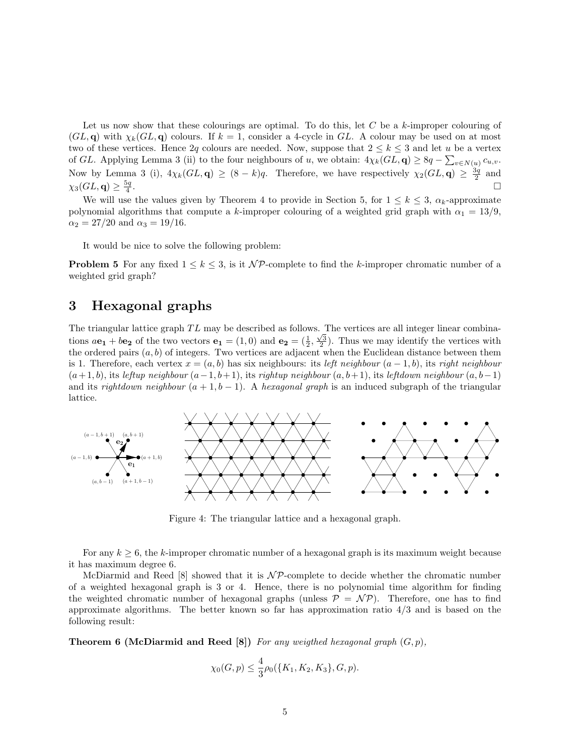Let us now show that these colourings are optimal. To do this, let $C$ be a $k$-improper colouring of $(GL, \mathbf{q})$ with $\chi_k(GL, \mathbf{q})$ colours. If $k = 1$, consider a 4-cycle in $GL$. A colour may be used on at most two of these vertices. Hence $2q$ colours are needed. Now, suppose that $2 \leq k \leq 3$ and let $u$ be a vertex of $GL$. Applying Lemma 3 (ii) to the four neighbours of $u$, we obtain: $4\chi_k(GL, \mathbf{q}) \geq 8q - \sum_{v \in N(u)} c_{u,v}$. Now by Lemma 3 (i), $4\chi_k(GL, \mathbf{q}) \geq (8 - k)q$. Therefore, we have respectively $\chi_2(GL, \mathbf{q}) \geq \frac{3q}{2}$ and $\chi_3(GL, \mathbf{q}) \geq \frac{5q}{4}$. □

We will use the values given by Theorem 4 to provide in Section 5, for $1 \leq k \leq 3$, $\alpha_k$-approximate polynomial algorithms that compute a $k$-improper colouring of a weighted grid graph with $\alpha_1 = 13/9$, $\alpha_2 = 27/20$ and $\alpha_3 = 19/16$.

It would be nice to solve the following problem:

**Problem 5** For any fixed $1 \leq k \leq 3$, is it $\mathcal{NP}$-complete to find the $k$-improper chromatic number of a weighted grid graph?

# 3 Hexagonal graphs

The triangular lattice graph $TL$ may be described as follows. The vertices are all integer linear combinations $a\mathbf{e_1} + b\mathbf{e_2}$ of the two vectors $\mathbf{e_1} = (1, 0)$ and $\mathbf{e_2} = (\frac{1}{2}, \frac{\sqrt{3}}{2})$. Thus we may identify the vertices with the ordered pairs $(a, b)$ of integers. Two vertices are adjacent when the Euclidean distance between them is 1. Therefore, each vertex $x = (a, b)$ has six neighbours: its *left neighbour* $(a-1, b)$, its *right neighbour* $(a+1, b)$, its *leftup neighbour* $(a-1, b+1)$, its *rightup neighbour* $(a, b+1)$, its *leftdown neighbour* $(a, b-1)$ and its *rightdown neighbour* $(a+1, b-1)$. A *hexagonal graph* is an induced subgraph of the triangular lattice.

Figure 4: The triangular lattice and a hexagonal graph.

For any $k \geq 6$, the $k$-improper chromatic number of a hexagonal graph is its maximum weight because it has maximum degree 6.

McDiarmid and Reed [8] showed that it is $\mathcal{NP}$-complete to decide whether the chromatic number of a weighted hexagonal graph is 3 or 4. Hence, there is no polynomial time algorithm for finding the weighted chromatic number of hexagonal graphs (unless $\mathcal{P} = \mathcal{NP}$). Therefore, one has to find approximate algorithms. The better known so far has approximation ratio 4/3 and is based on the following result:

**Theorem 6 (McDiarmid and Reed [8])** *For any weigthed hexagonal graph* $(G, p)$,

$$\chi_0(G, p) \leq \frac{4}{3}\rho_0(\{K_1, K_2, K_3\}, G, p).$$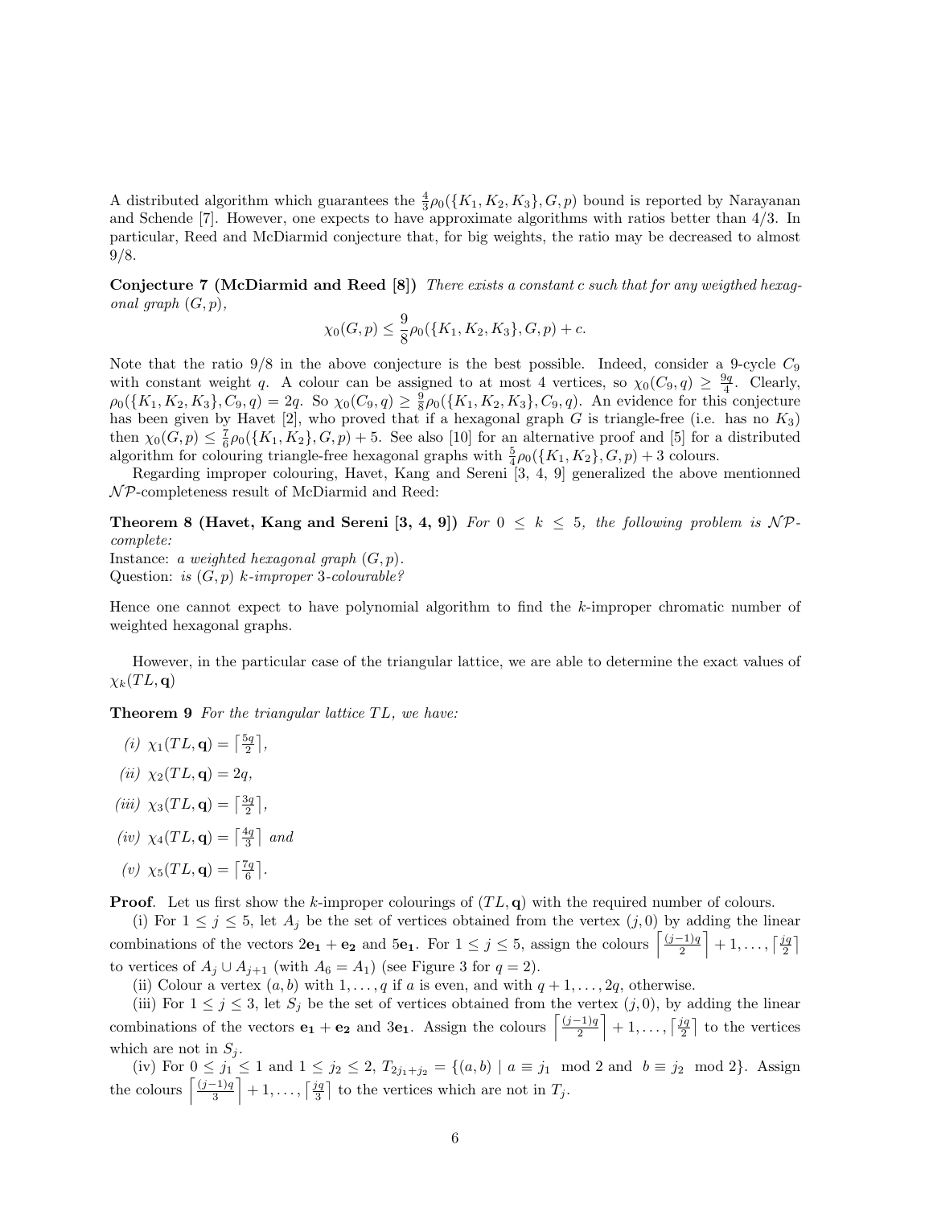A distributed algorithm which guarantees the $\frac{4}{3}\rho_0(\{K_1, K_2, K_3\}, G, p)$ bound is reported by Narayanan and Schende [7]. However, one expects to have approximate algorithms with ratios better than 4/3. In particular, Reed and McDiarmid conjecture that, for big weights, the ratio may be decreased to almost 9/8.

**Conjecture 7 (McDiarmid and Reed [8])** *There exists a constant c such that for any weigthed hexagonal graph $(G, p)$,*

$$\chi_0(G, p) \leq \frac{9}{8}\rho_0(\{K_1, K_2, K_3\}, G, p) + c.$$

Note that the ratio 9/8 in the above conjecture is the best possible. Indeed, consider a 9-cycle $C_9$ with constant weight $q$. A colour can be assigned to at most 4 vertices, so $\chi_0(C_9, q) \geq \frac{9q}{4}$. Clearly, $\rho_0(\{K_1, K_2, K_3\}, C_9, q) = 2q$. So $\chi_0(C_9, q) \geq \frac{9}{8}\rho_0(\{K_1, K_2, K_3\}, C_9, q)$. An evidence for this conjecture has been given by Havet [2], who proved that if a hexagonal graph $G$ is triangle-free (i.e. has no $K_3$) then $\chi_0(G, p) \leq \frac{7}{6}\rho_0(\{K_1, K_2\}, G, p) + 5$. See also [10] for an alternative proof and [5] for a distributed algorithm for colouring triangle-free hexagonal graphs with $\frac{5}{4}\rho_0(\{K_1, K_2\}, G, p) + 3$ colours.

Regarding improper colouring, Havet, Kang and Sereni [3, 4, 9] generalized the above mentionned $\mathcal{NP}$-completeness result of McDiarmid and Reed:

**Theorem 8 (Havet, Kang and Sereni [3, 4, 9])** *For $0 \leq k \leq 5$, the following problem is $\mathcal{NP}$-complete:*
*Instance: a weighted hexagonal graph $(G, p)$.*
*Question: is $(G, p)$ k-improper 3-colourable?*

Hence one cannot expect to have polynomial algorithm to find the $k$-improper chromatic number of weighted hexagonal graphs.

However, in the particular case of the triangular lattice, we are able to determine the exact values of $\chi_k(TL, \mathbf{q})$

**Theorem 9** *For the triangular lattice $TL$, we have:*

*(i)* $\chi_1(TL, \mathbf{q}) = \lceil \frac{5q}{2} \rceil$,

*(ii)* $\chi_2(TL, \mathbf{q}) = 2q$,

*(iii)* $\chi_3(TL, \mathbf{q}) = \lceil \frac{3q}{2} \rceil$,

*(iv)* $\chi_4(TL, \mathbf{q}) = \lceil \frac{4q}{3} \rceil$ *and*

*(v)* $\chi_5(TL, \mathbf{q}) = \lceil \frac{7q}{6} \rceil$.

**Proof**. Let us first show the $k$-improper colourings of $(TL, \mathbf{q})$ with the required number of colours.

(i) For $1 \leq j \leq 5$, let $A_j$ be the set of vertices obtained from the vertex $(j, 0)$ by adding the linear combinations of the vectors $2\mathbf{e_1} + \mathbf{e_2}$ and $5\mathbf{e_1}$. For $1 \leq j \leq 5$, assign the colours $\left\lceil \frac{(j-1)q}{2} \right\rceil + 1, \ldots, \lceil \frac{jq}{2} \rceil$ to vertices of $A_j \cup A_{j+1}$ (with $A_6 = A_1$) (see Figure 3 for $q = 2$).

(ii) Colour a vertex $(a, b)$ with $1, \ldots, q$ if $a$ is even, and with $q + 1, \ldots, 2q$, otherwise.

(iii) For $1 \leq j \leq 3$, let $S_j$ be the set of vertices obtained from the vertex $(j, 0)$, by adding the linear combinations of the vectors $\mathbf{e_1} + \mathbf{e_2}$ and $3\mathbf{e_1}$. Assign the colours $\left\lceil \frac{(j-1)q}{2} \right\rceil + 1, \ldots, \lceil \frac{jq}{2} \rceil$ to the vertices which are not in $S_j$.

(iv) For $0 \leq j_1 \leq 1$ and $1 \leq j_2 \leq 2$, $T_{2j_1+j_2} = \{(a, b) \mid a \equiv j_1 \mod 2 \text{ and } b \equiv j_2 \mod 2\}$. Assign the colours $\left\lceil \frac{(j-1)q}{3} \right\rceil + 1, \ldots, \lceil \frac{jq}{3} \rceil$ to the vertices which are not in $T_j$.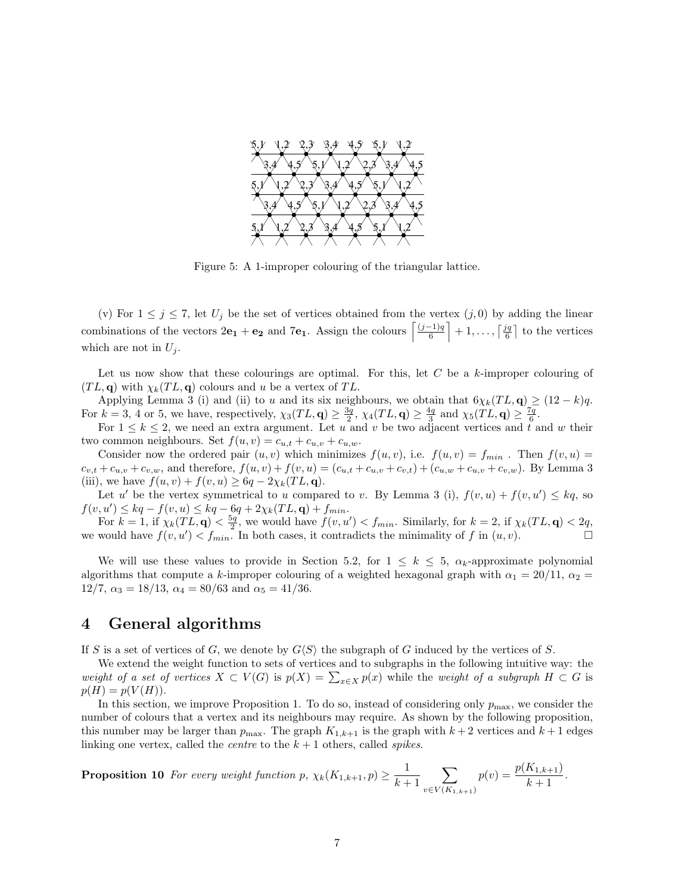Figure 5: A 1-improper colouring of the triangular lattice.

(v) For $1 \le j \le 7$, let $U_j$ be the set of vertices obtained from the vertex $(j, 0)$ by adding the linear combinations of the vectors $2\mathbf{e_1} + \mathbf{e_2}$ and $7\mathbf{e_1}$. Assign the colours $\left\lceil \frac{(j-1)q}{6} \right\rceil + 1, \ldots, \left\lceil \frac{jq}{6} \right\rceil$ to the vertices which are not in $U_j$.

Let us now show that these colourings are optimal. For this, let $C$ be a $k$-improper colouring of $(TL, \mathbf{q})$ with $\chi_k(TL, \mathbf{q})$ colours and $u$ be a vertex of $TL$.

Applying Lemma 3 (i) and (ii) to $u$ and its six neighbours, we obtain that $6\chi_k(TL, \mathbf{q}) \ge (12 - k)q$. For $k = 3$, 4 or 5, we have, respectively, $\chi_3(TL, \mathbf{q}) \ge \frac{3q}{2}$, $\chi_4(TL, \mathbf{q}) \ge \frac{4q}{3}$ and $\chi_5(TL, \mathbf{q}) \ge \frac{7q}{6}$.

For $1 \le k \le 2$, we need an extra argument. Let $u$ and $v$ be two adjacent vertices and $t$ and $w$ their two common neighbours. Set $f(u, v) = c_{u,t} + c_{u,v} + c_{u,w}$.

Consider now the ordered pair $(u, v)$ which minimizes $f(u, v)$, i.e. $f(u, v) = f_{min}$. Then $f(v, u) = c_{v,t} + c_{u,v} + c_{v,w}$, and therefore, $f(u, v) + f(v, u) = (c_{u,t} + c_{u,v} + c_{v,t}) + (c_{u,w} + c_{u,v} + c_{v,w})$. By Lemma 3 (iii), we have $f(u, v) + f(v, u) \ge 6q - 2\chi_k(TL, \mathbf{q})$.

Let $u'$ be the vertex symmetrical to $u$ compared to $v$. By Lemma 3 (i), $f(v, u) + f(v, u') \le kq$, so $f(v, u') \le kq - f(v, u) \le kq - 6q + 2\chi_k(TL, \mathbf{q}) + f_{min}$.

For $k = 1$, if $\chi_k(TL, \mathbf{q}) < \frac{5q}{2}$, we would have $f(v, u') < f_{min}$. Similarly, for $k = 2$, if $\chi_k(TL, \mathbf{q}) < 2q$, we would have $f(v, u') < f_{min}$. In both cases, it contradicts the minimality of $f$ in $(u, v)$. □

We will use these values to provide in Section 5.2, for $1 \le k \le 5$, $\alpha_k$-approximate polynomial algorithms that compute a $k$-improper colouring of a weighted hexagonal graph with $\alpha_1 = 20/11$, $\alpha_2 = 12/7$, $\alpha_3 = 18/13$, $\alpha_4 = 80/63$ and $\alpha_5 = 41/36$.

# 4 General algorithms

If $S$ is a set of vertices of $G$, we denote by $G\langle S\rangle$ the subgraph of $G$ induced by the vertices of $S$.

We extend the weight function to sets of vertices and to subgraphs in the following intuitive way: the *weight of a set of vertices* $X \subset V(G)$ is $p(X) = \sum_{x \in X} p(x)$ while the *weight of a subgraph* $H \subset G$ is $p(H) = p(V(H))$.

In this section, we improve Proposition 1. To do so, instead of considering only $p_{\max}$, we consider the number of colours that a vertex and its neighbours may require. As shown by the following proposition, this number may be larger than $p_{\max}$. The graph $K_{1,k+1}$ is the graph with $k+2$ vertices and $k+1$ edges linking one vertex, called the *centre* to the $k+1$ others, called *spikes*.

**Proposition 10** *For every weight function $p$, $\chi_k(K_{1,k+1}, p) \ge \frac{1}{k+1} \sum_{v \in V(K_{1,k+1})} p(v) = \frac{p(K_{1,k+1})}{k+1}$.*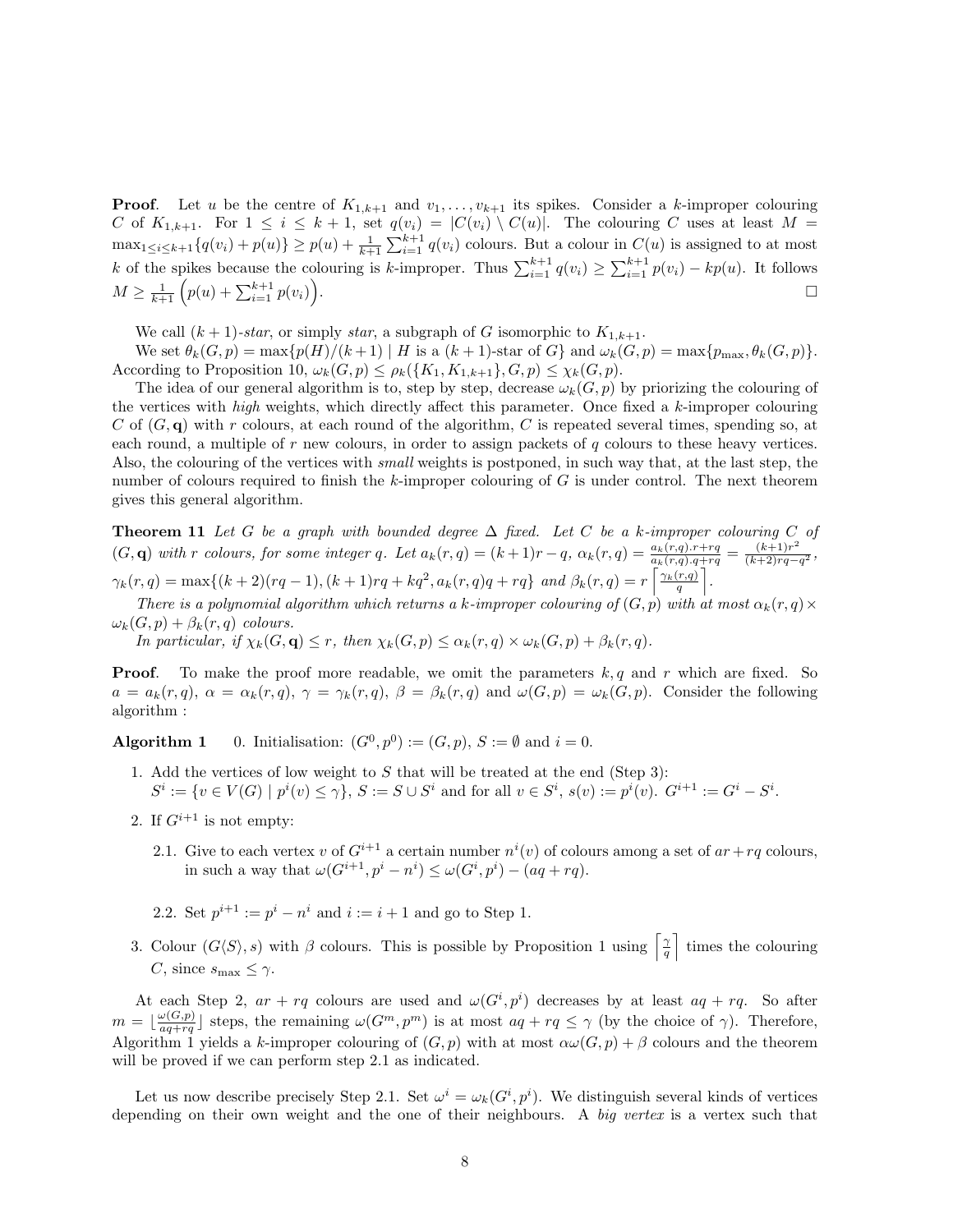**Proof**. Let $u$ be the centre of $K_{1,k+1}$ and $v_1, \ldots, v_{k+1}$ its spikes. Consider a $k$-improper colouring $C$ of $K_{1,k+1}$. For $1 \leq i \leq k+1$, set $q(v_i) = |C(v_i) \setminus C(u)|$. The colouring $C$ uses at least $M = \max_{1 \leq i \leq k+1}\{q(v_i) + p(u)\} \geq p(u) + \frac{1}{k+1}\sum_{i=1}^{k+1} q(v_i)$ colours. But a colour in $C(u)$ is assigned to at most $k$ of the spikes because the colouring is $k$-improper. Thus $\sum_{i=1}^{k+1} q(v_i) \geq \sum_{i=1}^{k+1} p(v_i) - kp(u)$. It follows $M \geq \frac{1}{k+1}\left(p(u) + \sum_{i=1}^{k+1} p(v_i)\right)$. □

We call $(k+1)$-*star*, or simply *star*, a subgraph of $G$ isomorphic to $K_{1,k+1}$.

We set $\theta_k(G,p) = \max\{p(H)/(k+1) \mid H \text{ is a } (k+1)\text{-star of } G\}$ and $\omega_k(G,p) = \max\{p_{\max}, \theta_k(G,p)\}$. According to Proposition 10, $\omega_k(G,p) \leq \rho_k(\{K_1, K_{1,k+1}\}, G, p) \leq \chi_k(G,p)$.

The idea of our general algorithm is to, step by step, decrease $\omega_k(G,p)$ by priorizing the colouring of the vertices with *high* weights, which directly affect this parameter. Once fixed a $k$-improper colouring $C$ of $(G, \mathbf{q})$ with $r$ colours, at each round of the algorithm, $C$ is repeated several times, spending so, at each round, a multiple of $r$ new colours, in order to assign packets of $q$ colours to these heavy vertices. Also, the colouring of the vertices with *small* weights is postponed, in such way that, at the last step, the number of colours required to finish the $k$-improper colouring of $G$ is under control. The next theorem gives this general algorithm.

**Theorem 11** *Let $G$ be a graph with bounded degree $\Delta$ fixed. Let $C$ be a $k$-improper colouring $C$ of $(G,\mathbf{q})$ with $r$ colours, for some integer $q$. Let $a_k(r,q) = (k+1)r - q$, $\alpha_k(r,q) = \frac{a_k(r,q).r + rq}{a_k(r,q).q + rq} = \frac{(k+1)r^2}{(k+2)rq - q^2}$, $\gamma_k(r,q) = \max\{(k+2)(rq-1), (k+1)rq + kq^2, a_k(r,q)q + rq\}$ and $\beta_k(r,q) = r\left\lceil \frac{\gamma_k(r,q)}{q} \right\rceil$.*

*There is a polynomial algorithm which returns a $k$-improper colouring of $(G,p)$ with at most $\alpha_k(r,q) \times \omega_k(G,p) + \beta_k(r,q)$ colours.*

*In particular, if $\chi_k(G,\mathbf{q}) \leq r$, then $\chi_k(G,p) \leq \alpha_k(r,q) \times \omega_k(G,p) + \beta_k(r,q)$.*

**Proof**. To make the proof more readable, we omit the parameters $k, q$ and $r$ which are fixed. So $a = a_k(r,q)$, $\alpha = \alpha_k(r,q)$, $\gamma = \gamma_k(r,q)$, $\beta = \beta_k(r,q)$ and $\omega(G,p) = \omega_k(G,p)$. Consider the following algorithm :

**Algorithm 1** 0. Initialisation: $(G^0, p^0) := (G,p)$, $S := \emptyset$ and $i = 0$.

1. Add the vertices of low weight to $S$ that will be treated at the end (Step 3):
   $S^i := \{v \in V(G) \mid p^i(v) \leq \gamma\}$, $S := S \cup S^i$ and for all $v \in S^i$, $s(v) := p^i(v)$. $G^{i+1} := G^i - S^i$.
2. If $G^{i+1}$ is not empty:
   
   2.1. Give to each vertex $v$ of $G^{i+1}$ a certain number $n^i(v)$ of colours among a set of $ar + rq$ colours, in such a way that $\omega(G^{i+1}, p^i - n^i) \leq \omega(G^i, p^i) - (aq + rq)$.
   
   2.2. Set $p^{i+1} := p^i - n^i$ and $i := i+1$ and go to Step 1.
3. Colour $(G\langle S\rangle, s)$ with $\beta$ colours. This is possible by Proposition 1 using $\left\lceil \frac{\gamma}{q} \right\rceil$ times the colouring $C$, since $s_{\max} \leq \gamma$.

At each Step 2, $ar + rq$ colours are used and $\omega(G^i, p^i)$ decreases by at least $aq + rq$. So after $m = \lfloor \frac{\omega(G,p)}{aq+rq} \rfloor$ steps, the remaining $\omega(G^m, p^m)$ is at most $aq + rq \leq \gamma$ (by the choice of $\gamma$). Therefore, Algorithm 1 yields a $k$-improper colouring of $(G,p)$ with at most $\alpha\omega(G,p) + \beta$ colours and the theorem will be proved if we can perform step 2.1 as indicated.

Let us now describe precisely Step 2.1. Set $\omega^i = \omega_k(G^i, p^i)$. We distinguish several kinds of vertices depending on their own weight and the one of their neighbours. A *big vertex* is a vertex such that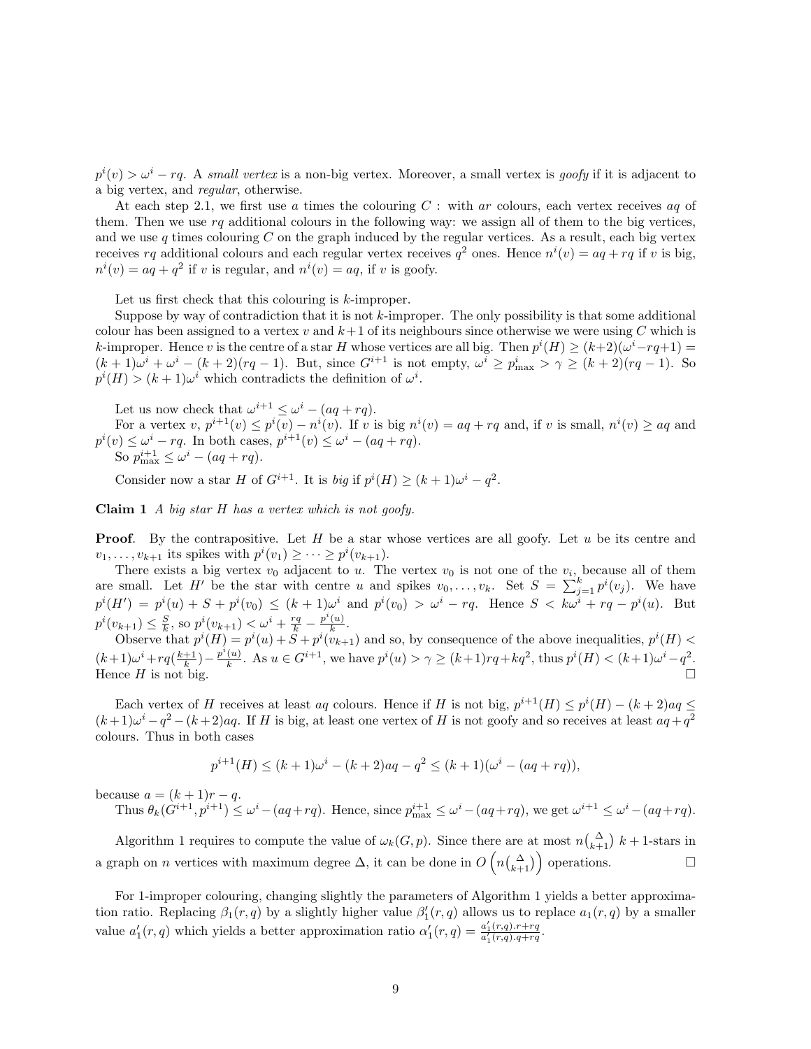$p^i(v) > \omega^i - rq$. A *small vertex* is a non-big vertex. Moreover, a small vertex is *goofy* if it is adjacent to a big vertex, and *regular*, otherwise.

At each step 2.1, we first use $a$ times the colouring $C$ : with $ar$ colours, each vertex receives $aq$ of them. Then we use $rq$ additional colours in the following way: we assign all of them to the big vertices, and we use $q$ times colouring $C$ on the graph induced by the regular vertices. As a result, each big vertex receives $rq$ additional colours and each regular vertex receives $q^2$ ones. Hence $n^i(v) = aq + rq$ if $v$ is big, $n^i(v) = aq + q^2$ if $v$ is regular, and $n^i(v) = aq$, if $v$ is goofy.

Let us first check that this colouring is $k$-improper.

Suppose by way of contradiction that it is not $k$-improper. The only possibility is that some additional colour has been assigned to a vertex $v$ and $k+1$ of its neighbours since otherwise we were using $C$ which is $k$-improper. Hence $v$ is the centre of a star $H$ whose vertices are all big. Then $p^i(H) \geq (k+2)(\omega^i - rq + 1) = (k+1)\omega^i + \omega^i - (k+2)(rq-1)$. But, since $G^{i+1}$ is not empty, $\omega^i \geq p^i_{\max} > \gamma \geq (k+2)(rq-1)$. So $p^i(H) > (k+1)\omega^i$ which contradicts the definition of $\omega^i$.

Let us now check that $\omega^{i+1} \leq \omega^i - (aq + rq)$.

For a vertex $v$, $p^{i+1}(v) \leq p^i(v) - n^i(v)$. If $v$ is big $n^i(v) = aq + rq$ and, if $v$ is small, $n^i(v) \geq aq$ and $p^i(v) \leq \omega^i - rq$. In both cases, $p^{i+1}(v) \leq \omega^i - (aq + rq)$.

So $p^{i+1}_{\max} \leq \omega^i - (aq + rq)$.

Consider now a star $H$ of $G^{i+1}$. It is *big* if $p^i(H) \geq (k+1)\omega^i - q^2$.

**Claim 1** *A big star $H$ has a vertex which is not goofy.*

**Proof**. By the contrapositive. Let $H$ be a star whose vertices are all goofy. Let $u$ be its centre and $v_1, \ldots, v_{k+1}$ its spikes with $p^i(v_1) \geq \cdots \geq p^i(v_{k+1})$.

There exists a big vertex $v_0$ adjacent to $u$. The vertex $v_0$ is not one of the $v_i$, because all of them are small. Let $H'$ be the star with centre $u$ and spikes $v_0, \ldots, v_k$. Set $S = \sum_{j=1}^{k} p^i(v_j)$. We have $p^i(H') = p^i(u) + S + p^i(v_0) \leq (k+1)\omega^i$ and $p^i(v_0) > \omega^i - rq$. Hence $S < k\omega^i + rq - p^i(u)$. But $p^i(v_{k+1}) \leq \frac{S}{k}$, so $p^i(v_{k+1}) < \omega^i + \frac{rq}{k} - \frac{p^i(u)}{k}$.

Observe that $p^i(H) = p^i(u) + S + p^i(v_{k+1})$ and so, by consequence of the above inequalities, $p^i(H) < (k+1)\omega^i + rq(\frac{k+1}{k}) - \frac{p^i(u)}{k}$. As $u \in G^{i+1}$, we have $p^i(u) > \gamma \geq (k+1)rq + kq^2$, thus $p^i(H) < (k+1)\omega^i - q^2$. Hence $H$ is not big. □

Each vertex of $H$ receives at least $aq$ colours. Hence if $H$ is not big, $p^{i+1}(H) \leq p^i(H) - (k+2)aq \leq (k+1)\omega^i - q^2 - (k+2)aq$. If $H$ is big, at least one vertex of $H$ is not goofy and so receives at least $aq + q^2$ colours. Thus in both cases

$$p^{i+1}(H) \leq (k+1)\omega^i - (k+2)aq - q^2 \leq (k+1)(\omega^i - (aq + rq)),$$

because $a = (k+1)r - q$.

Thus $\theta_k(G^{i+1}, p^{i+1}) \leq \omega^i - (aq+rq)$. Hence, since $p^{i+1}_{\max} \leq \omega^i - (aq+rq)$, we get $\omega^{i+1} \leq \omega^i - (aq+rq)$.

Algorithm 1 requires to compute the value of $\omega_k(G,p)$. Since there are at most $n\binom{\Delta}{k+1}$ $k+1$-stars in a graph on $n$ vertices with maximum degree $\Delta$, it can be done in $O\left(n\binom{\Delta}{k+1}\right)$ operations. □

For 1-improper colouring, changing slightly the parameters of Algorithm 1 yields a better approximation ratio. Replacing $\beta_1(r,q)$ by a slightly higher value $\beta'_1(r,q)$ allows us to replace $a_1(r,q)$ by a smaller value $a'_1(r,q)$ which yields a better approximation ratio $\alpha'_1(r,q) = \frac{a'_1(r,q).r + rq}{a'_1(r,q).q + rq}$.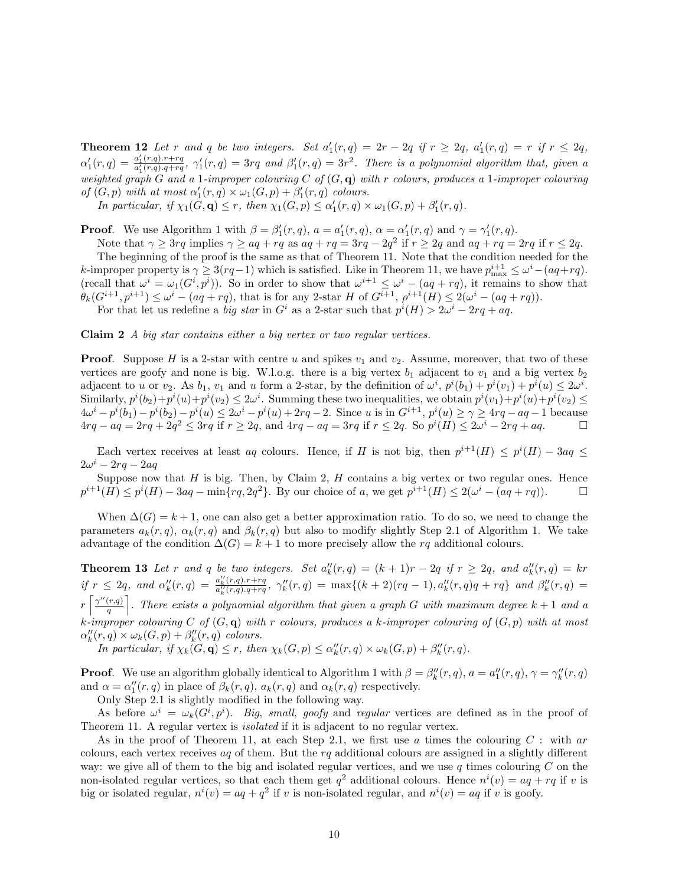**Theorem 12** *Let $r$ and $q$ be two integers. Set $a'_1(r,q) = 2r - 2q$ if $r \geq 2q$, $a'_1(r,q) = r$ if $r \leq 2q$, $\alpha'_1(r,q) = \frac{a'_1(r,q).r+rq}{a'_1(r,q).q+rq}$, $\gamma'_1(r,q) = 3rq$ and $\beta'_1(r,q) = 3r^2$. There is a polynomial algorithm that, given a weighted graph $G$ and a 1-improper colouring $C$ of $(G, \mathbf{q})$ with $r$ colours, produces a 1-improper colouring of $(G,p)$ with at most $\alpha'_1(r,q) \times \omega_1(G,p) + \beta'_1(r,q)$ colours.*

*In particular, if $\chi_1(G,\mathbf{q}) \leq r$, then $\chi_1(G,p) \leq \alpha'_1(r,q) \times \omega_1(G,p) + \beta'_1(r,q)$.*

**Proof**. We use Algorithm 1 with $\beta = \beta'_1(r,q)$, $a = a'_1(r,q)$, $\alpha = \alpha'_1(r,q)$ and $\gamma = \gamma'_1(r,q)$.

Note that $\gamma \geq 3rq$ implies $\gamma \geq aq + rq$ as $aq + rq = 3rq - 2q^2$ if $r \geq 2q$ and $aq + rq = 2rq$ if $r \leq 2q$.

The beginning of the proof is the same as that of Theorem 11. Note that the condition needed for the $k$-improper property is $\gamma \geq 3(rq-1)$ which is satisfied. Like in Theorem 11, we have $p^{i+1}_{\max} \leq \omega^i - (aq+rq)$. (recall that $\omega^i = \omega_1(G^i, p^i)$). So in order to show that $\omega^{i+1} \leq \omega^i - (aq+rq)$, it remains to show that $\theta_k(G^{i+1}, p^{i+1}) \leq \omega^i - (aq+rq)$, that is for any 2-star $H$ of $G^{i+1}$, $\rho^{i+1}(H) \leq 2(\omega^i - (aq+rq))$.

For that let us redefine a *big star* in $G^i$ as a 2-star such that $p^i(H) > 2\omega^i - 2rq + aq$.

**Claim 2** *A big star contains either a big vertex or two regular vertices.*

**Proof**. Suppose $H$ is a 2-star with centre $u$ and spikes $v_1$ and $v_2$. Assume, moreover, that two of these vertices are goofy and none is big. W.l.o.g. there is a big vertex $b_1$ adjacent to $v_1$ and a big vertex $b_2$ adjacent to $u$ or $v_2$. As $b_1$, $v_1$ and $u$ form a 2-star, by the definition of $\omega^i$, $p^i(b_1) + p^i(v_1) + p^i(u) \leq 2\omega^i$. Similarly, $p^i(b_2)+p^i(u)+p^i(v_2) \leq 2\omega^i$. Summing these two inequalities, we obtain $p^i(v_1)+p^i(u)+p^i(v_2) \leq 4\omega^i - p^i(b_1) - p^i(b_2) - p^i(u) \leq 2\omega^i - p^i(u) + 2rq - 2$. Since $u$ is in $G^{i+1}$, $p^i(u) \geq \gamma \geq 4rq - aq - 1$ because $4rq - aq = 2rq + 2q^2 \leq 3rq$ if $r \geq 2q$, and $4rq - aq = 3rq$ if $r \leq 2q$. So $p^i(H) \leq 2\omega^i - 2rq + aq$. $\square$

Each vertex receives at least $aq$ colours. Hence, if $H$ is not big, then $p^{i+1}(H) \leq p^i(H) - 3aq \leq 2\omega^i - 2rq - 2aq$

Suppose now that $H$ is big. Then, by Claim 2, $H$ contains a big vertex or two regular ones. Hence $p^{i+1}(H) \leq p^i(H) - 3aq - \min\{rq, 2q^2\}$. By our choice of $a$, we get $p^{i+1}(H) \leq 2(\omega^i - (aq+rq))$. $\square$

When $\Delta(G) = k+1$, one can also get a better approximation ratio. To do so, we need to change the parameters $a_k(r,q)$, $\alpha_k(r,q)$ and $\beta_k(r,q)$ but also to modify slightly Step 2.1 of Algorithm 1. We take advantage of the condition $\Delta(G) = k+1$ to more precisely allow the $rq$ additional colours.

**Theorem 13** *Let $r$ and $q$ be two integers. Set $a''_k(r,q) = (k+1)r - 2q$ if $r \geq 2q$, and $a''_k(r,q) = kr$ if $r \leq 2q$, and $\alpha''_k(r,q) = \frac{a''_k(r,q).r+rq}{a''_k(r,q).q+rq}$, $\gamma''_k(r,q) = \max\{(k+2)(rq-1), a''_k(r,q)q + rq\}$ and $\beta''_k(r,q) = r\left\lceil \frac{\gamma''(r,q)}{q} \right\rceil$. There exists a polynomial algorithm that given a graph $G$ with maximum degree $k+1$ and a $k$-improper colouring $C$ of $(G,\mathbf{q})$ with $r$ colours, produces a $k$-improper colouring of $(G,p)$ with at most $\alpha''_k(r,q) \times \omega_k(G,p) + \beta''_k(r,q)$ colours.*

*In particular, if $\chi_k(G,\mathbf{q}) \leq r$, then $\chi_k(G,p) \leq \alpha''_k(r,q) \times \omega_k(G,p) + \beta''_k(r,q)$.*

**Proof**. We use an algorithm globally identical to Algorithm 1 with $\beta = \beta''_k(r,q)$, $a = a''_1(r,q)$, $\gamma = \gamma''_k(r,q)$ and $\alpha = \alpha''_1(r,q)$ in place of $\beta_k(r,q)$, $a_k(r,q)$ and $\alpha_k(r,q)$ respectively.

Only Step 2.1 is slightly modified in the following way.

As before $\omega^i = \omega_k(G^i, p^i)$. *Big*, *small*, *goofy* and *regular* vertices are defined as in the proof of Theorem 11. A regular vertex is *isolated* if it is adjacent to no regular vertex.

As in the proof of Theorem 11, at each Step 2.1, we first use $a$ times the colouring $C$ : with $ar$ colours, each vertex receives $aq$ of them. But the $rq$ additional colours are assigned in a slightly different way: we give all of them to the big and isolated regular vertices, and we use $q$ times colouring $C$ on the non-isolated regular vertices, so that each them get $q^2$ additional colours. Hence $n^i(v) = aq + rq$ if $v$ is big or isolated regular, $n^i(v) = aq + q^2$ if $v$ is non-isolated regular, and $n^i(v) = aq$ if $v$ is goofy.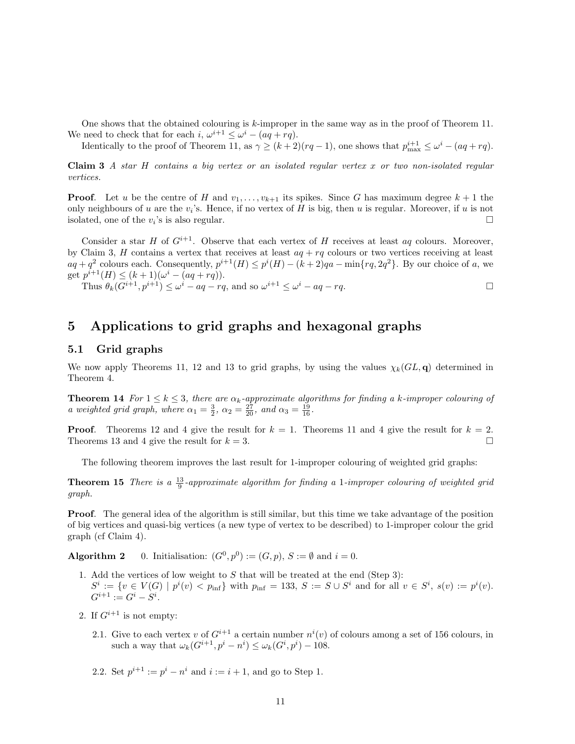One shows that the obtained colouring is $k$-improper in the same way as in the proof of Theorem 11. We need to check that for each $i$, $\omega^{i+1} \le \omega^i - (aq + rq)$.

Identically to the proof of Theorem 11, as $\gamma \ge (k+2)(rq-1)$, one shows that $p^{i+1}_{\max} \le \omega^i - (aq + rq)$.

**Claim 3** *A star $H$ contains a big vertex or an isolated regular vertex $x$ or two non-isolated regular vertices.*

**Proof**. Let $u$ be the centre of $H$ and $v_1, \dots, v_{k+1}$ its spikes. Since $G$ has maximum degree $k+1$ the only neighbours of $u$ are the $v_i$'s. Hence, if no vertex of $H$ is big, then $u$ is regular. Moreover, if $u$ is not isolated, one of the $v_i$'s is also regular. □

Consider a star $H$ of $G^{i+1}$. Observe that each vertex of $H$ receives at least $aq$ colours. Moreover, by Claim 3, $H$ contains a vertex that receives at least $aq + rq$ colours or two vertices receiving at least $aq + q^2$ colours each. Consequently, $p^{i+1}(H) \le p^i(H) - (k+2)qa - \min\{rq, 2q^2\}$. By our choice of $a$, we get $p^{i+1}(H) \le (k+1)(\omega^i - (aq + rq))$.

Thus $\theta_k(G^{i+1}, p^{i+1}) \le \omega^i - aq - rq$, and so $\omega^{i+1} \le \omega^i - aq - rq$. □

## 5 Applications to grid graphs and hexagonal graphs

### 5.1 Grid graphs

We now apply Theorems 11, 12 and 13 to grid graphs, by using the values $\chi_k(GL, \mathbf{q})$ determined in Theorem 4.

**Theorem 14** *For $1 \le k \le 3$, there are $\alpha_k$-approximate algorithms for finding a $k$-improper colouring of a weighted grid graph, where $\alpha_1 = \frac{3}{2}$, $\alpha_2 = \frac{27}{20}$, and $\alpha_3 = \frac{19}{16}$.*

**Proof**. Theorems 12 and 4 give the result for $k = 1$. Theorems 11 and 4 give the result for $k = 2$. Theorems 13 and 4 give the result for $k = 3$. □

The following theorem improves the last result for 1-improper colouring of weighted grid graphs:

**Theorem 15** *There is a $\frac{13}{9}$-approximate algorithm for finding a 1-improper colouring of weighted grid graph.*

**Proof**. The general idea of the algorithm is still similar, but this time we take advantage of the position of big vertices and quasi-big vertices (a new type of vertex to be described) to 1-improper colour the grid graph (cf Claim 4).

**Algorithm 2** 0. Initialisation: $(G^0, p^0) := (G, p)$, $S := \emptyset$ and $i = 0$.

1. Add the vertices of low weight to $S$ that will be treated at the end (Step 3): $S^i := \{v \in V(G) \mid p^i(v) < p_{\inf}\}$ with $p_{\inf} = 133$, $S := S \cup S^i$ and for all $v \in S^i$, $s(v) := p^i(v)$. $G^{i+1} := G^i - S^i$.

2. If $G^{i+1}$ is not empty:

   2.1. Give to each vertex $v$ of $G^{i+1}$ a certain number $n^i(v)$ of colours among a set of 156 colours, in such a way that $\omega_k(G^{i+1}, p^i - n^i) \le \omega_k(G^i, p^i) - 108$.

   2.2. Set $p^{i+1} := p^i - n^i$ and $i := i + 1$, and go to Step 1.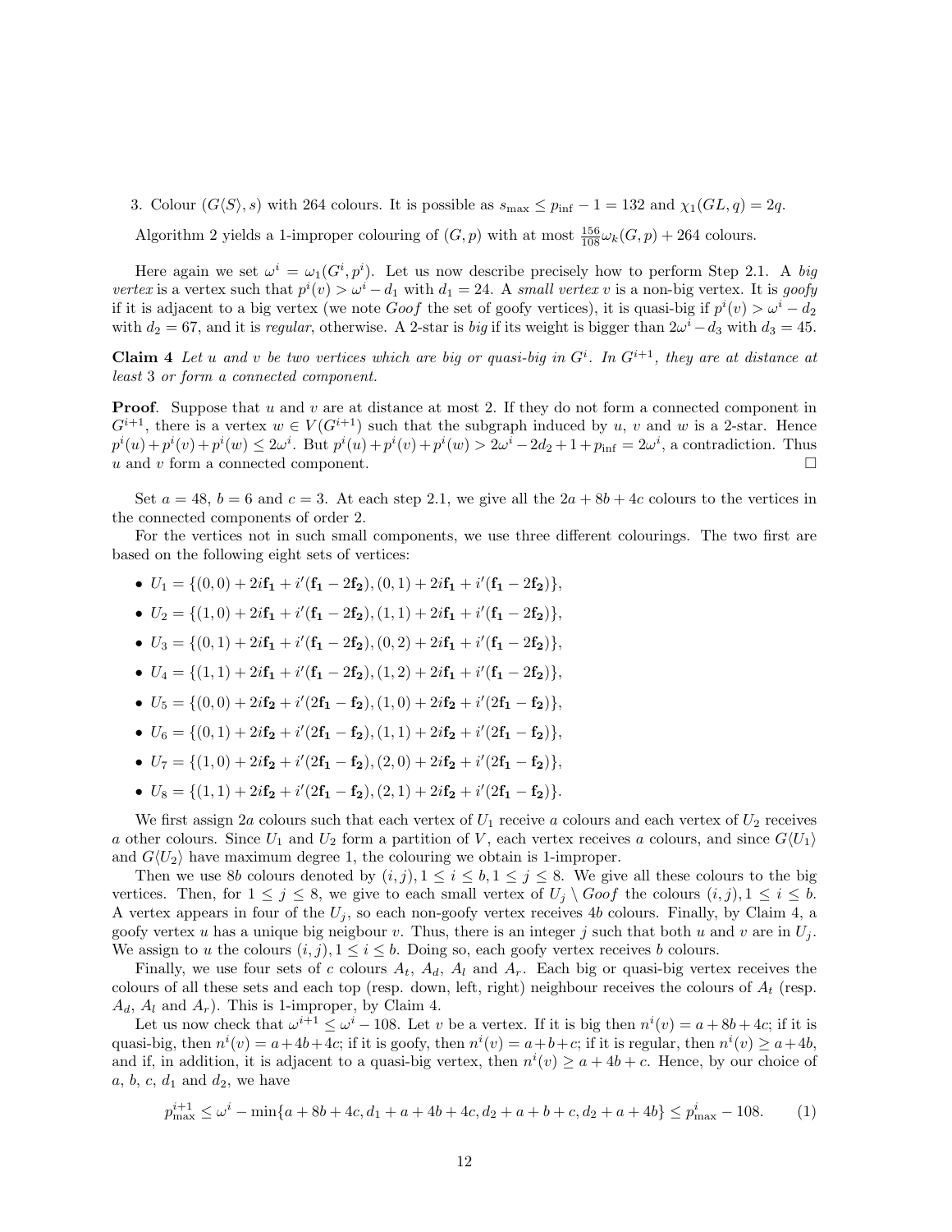3. Colour $(G\langle S\rangle, s)$ with 264 colours. It is possible as $s_{\max} \leq p_{\inf} - 1 = 132$ and $\chi_1(GL, q) = 2q$.

Algorithm 2 yields a 1-improper colouring of $(G, p)$ with at most $\frac{156}{108}\omega_k(G,p) + 264$ colours.

Here again we set $\omega^i = \omega_1(G^i, p^i)$. Let us now describe precisely how to perform Step 2.1. A *big vertex* is a vertex such that $p^i(v) > \omega^i - d_1$ with $d_1 = 24$. A *small vertex* $v$ is a non-big vertex. It is *goofy* if it is adjacent to a big vertex (we note $Goof$ the set of goofy vertices), it is quasi-big if $p^i(v) > \omega^i - d_2$ with $d_2 = 67$, and it is *regular*, otherwise. A 2-star is *big* if its weight is bigger than $2\omega^i - d_3$ with $d_3 = 45$.

**Claim 4** *Let $u$ and $v$ be two vertices which are big or quasi-big in $G^i$. In $G^{i+1}$, they are at distance at least 3 or form a connected component.*

**Proof**. Suppose that $u$ and $v$ are at distance at most 2. If they do not form a connected component in $G^{i+1}$, there is a vertex $w \in V(G^{i+1})$ such that the subgraph induced by $u$, $v$ and $w$ is a 2-star. Hence $p^i(u)+p^i(v)+p^i(w) \leq 2\omega^i$. But $p^i(u)+p^i(v)+p^i(w) > 2\omega^i - 2d_2 + 1 + p_{\inf} = 2\omega^i$, a contradiction. Thus $u$ and $v$ form a connected component. □

Set $a = 48$, $b = 6$ and $c = 3$. At each step 2.1, we give all the $2a + 8b + 4c$ colours to the vertices in the connected components of order 2.

For the vertices not in such small components, we use three different colourings. The two first are based on the following eight sets of vertices:

- $U_1 = \{(0,0) + 2i\mathbf{f_1} + i'(\mathbf{f_1} - 2\mathbf{f_2}), (0,1) + 2i\mathbf{f_1} + i'(\mathbf{f_1} - 2\mathbf{f_2})\}$,
- $U_2 = \{(1,0) + 2i\mathbf{f_1} + i'(\mathbf{f_1} - 2\mathbf{f_2}), (1,1) + 2i\mathbf{f_1} + i'(\mathbf{f_1} - 2\mathbf{f_2})\}$,
- $U_3 = \{(0,1) + 2i\mathbf{f_1} + i'(\mathbf{f_1} - 2\mathbf{f_2}), (0,2) + 2i\mathbf{f_1} + i'(\mathbf{f_1} - 2\mathbf{f_2})\}$,
- $U_4 = \{(1,1) + 2i\mathbf{f_1} + i'(\mathbf{f_1} - 2\mathbf{f_2}), (1,2) + 2i\mathbf{f_1} + i'(\mathbf{f_1} - 2\mathbf{f_2})\}$,
- $U_5 = \{(0,0) + 2i\mathbf{f_2} + i'(2\mathbf{f_1} - \mathbf{f_2}), (1,0) + 2i\mathbf{f_2} + i'(2\mathbf{f_1} - \mathbf{f_2})\}$,
- $U_6 = \{(0,1) + 2i\mathbf{f_2} + i'(2\mathbf{f_1} - \mathbf{f_2}), (1,1) + 2i\mathbf{f_2} + i'(2\mathbf{f_1} - \mathbf{f_2})\}$,
- $U_7 = \{(1,0) + 2i\mathbf{f_2} + i'(2\mathbf{f_1} - \mathbf{f_2}), (2,0) + 2i\mathbf{f_2} + i'(2\mathbf{f_1} - \mathbf{f_2})\}$,
- $U_8 = \{(1,1) + 2i\mathbf{f_2} + i'(2\mathbf{f_1} - \mathbf{f_2}), (2,1) + 2i\mathbf{f_2} + i'(2\mathbf{f_1} - \mathbf{f_2})\}$.

We first assign $2a$ colours such that each vertex of $U_1$ receive $a$ colours and each vertex of $U_2$ receives $a$ other colours. Since $U_1$ and $U_2$ form a partition of $V$, each vertex receives $a$ colours, and since $G\langle U_1\rangle$ and $G\langle U_2\rangle$ have maximum degree 1, the colouring we obtain is 1-improper.

Then we use $8b$ colours denoted by $(i,j), 1 \leq i \leq b, 1 \leq j \leq 8$. We give all these colours to the big vertices. Then, for $1 \leq j \leq 8$, we give to each small vertex of $U_j \setminus Goof$ the colours $(i,j), 1 \leq i \leq b$. A vertex appears in four of the $U_j$, so each non-goofy vertex receives $4b$ colours. Finally, by Claim 4, a goofy vertex $u$ has a unique big neigbour $v$. Thus, there is an integer $j$ such that both $u$ and $v$ are in $U_j$. We assign to $u$ the colours $(i,j), 1 \leq i \leq b$. Doing so, each goofy vertex receives $b$ colours.

Finally, we use four sets of $c$ colours $A_t$, $A_d$, $A_l$ and $A_r$. Each big or quasi-big vertex receives the colours of all these sets and each top (resp. down, left, right) neighbour receives the colours of $A_t$ (resp. $A_d$, $A_l$ and $A_r$). This is 1-improper, by Claim 4.

Let us now check that $\omega^{i+1} \leq \omega^i - 108$. Let $v$ be a vertex. If it is big then $n^i(v) = a + 8b + 4c$; if it is quasi-big, then $n^i(v) = a+4b+4c$; if it is goofy, then $n^i(v) = a+b+c$; if it is regular, then $n^i(v) \geq a+4b$, and if, in addition, it is adjacent to a quasi-big vertex, then $n^i(v) \geq a + 4b + c$. Hence, by our choice of $a$, $b$, $c$, $d_1$ and $d_2$, we have

$$p^{i+1}_{\max} \leq \omega^i - \min\{a + 8b + 4c, d_1 + a + 4b + 4c, d_2 + a + b + c, d_2 + a + 4b\} \leq p^i_{\max} - 108. \quad (1)$$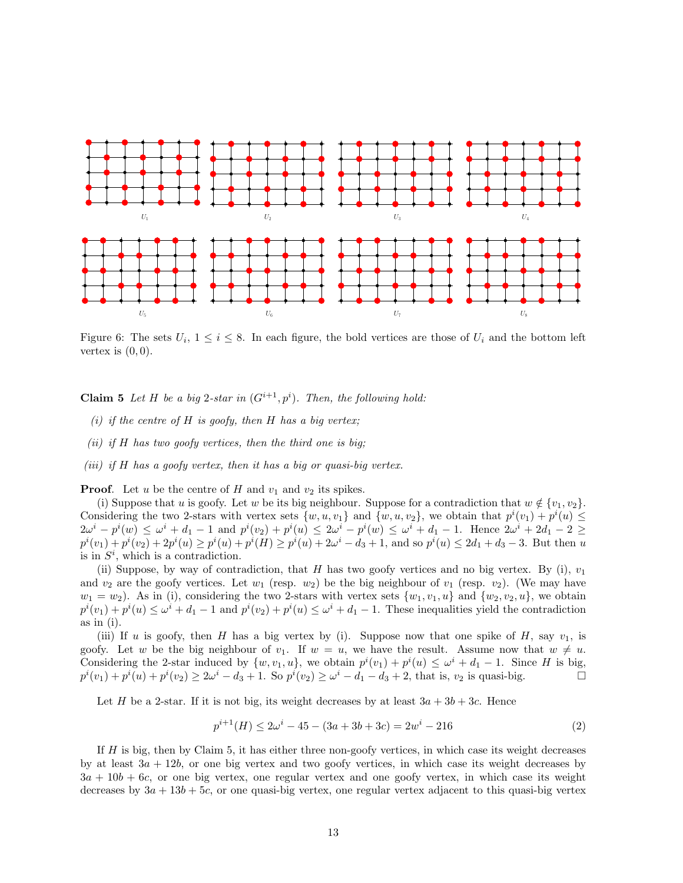Figure 6: The sets $U_i$, $1 \le i \le 8$. In each figure, the bold vertices are those of $U_i$ and the bottom left vertex is $(0,0)$.

**Claim 5** *Let $H$ be a big 2-star in $(G^{i+1}, p^i)$. Then, the following hold:*

*(i) if the centre of $H$ is goofy, then $H$ has a big vertex;*

*(ii) if $H$ has two goofy vertices, then the third one is big;*

*(iii) if $H$ has a goofy vertex, then it has a big or quasi-big vertex.*

**Proof**. Let $u$ be the centre of $H$ and $v_1$ and $v_2$ its spikes.

(i) Suppose that $u$ is goofy. Let $w$ be its big neighbour. Suppose for a contradiction that $w \notin \{v_1, v_2\}$. Considering the two 2-stars with vertex sets $\{w, u, v_1\}$ and $\{w, u, v_2\}$, we obtain that $p^i(v_1) + p^i(u) \le 2\omega^i - p^i(w) \le \omega^i + d_1 - 1$ and $p^i(v_2) + p^i(u) \le 2\omega^i - p^i(w) \le \omega^i + d_1 - 1$. Hence $2\omega^i + 2d_1 - 2 \ge p^i(v_1) + p^i(v_2) + 2p^i(u) \ge p^i(u) + p^i(H) \ge p^i(u) + 2\omega^i - d_3 + 1$, and so $p^i(u) \le 2d_1 + d_3 - 3$. But then $u$ is in $S^i$, which is a contradiction.

(ii) Suppose, by way of contradiction, that $H$ has two goofy vertices and no big vertex. By (i), $v_1$ and $v_2$ are the goofy vertices. Let $w_1$ (resp. $w_2$) be the big neighbour of $v_1$ (resp. $v_2$). (We may have $w_1 = w_2$). As in (i), considering the two 2-stars with vertex sets $\{w_1, v_1, u\}$ and $\{w_2, v_2, u\}$, we obtain $p^i(v_1) + p^i(u) \le \omega^i + d_1 - 1$ and $p^i(v_2) + p^i(u) \le \omega^i + d_1 - 1$. These inequalities yield the contradiction as in (i).

(iii) If $u$ is goofy, then $H$ has a big vertex by (i). Suppose now that one spike of $H$, say $v_1$, is goofy. Let $w$ be the big neighbour of $v_1$. If $w = u$, we have the result. Assume now that $w \ne u$. Considering the 2-star induced by $\{w, v_1, u\}$, we obtain $p^i(v_1) + p^i(u) \le \omega^i + d_1 - 1$. Since $H$ is big, $p^i(v_1) + p^i(u) + p^i(v_2) \ge 2\omega^i - d_3 + 1$. So $p^i(v_2) \ge \omega^i - d_1 - d_3 + 2$, that is, $v_2$ is quasi-big. □

Let $H$ be a 2-star. If it is not big, its weight decreases by at least $3a + 3b + 3c$. Hence

$$p^{i+1}(H) \le 2\omega^i - 45 - (3a + 3b + 3c) = 2w^i - 216 \tag{2}$$

If $H$ is big, then by Claim 5, it has either three non-goofy vertices, in which case its weight decreases by at least $3a + 12b$, or one big vertex and two goofy vertices, in which case its weight decreases by $3a + 10b + 6c$, or one big vertex, one regular vertex and one goofy vertex, in which case its weight decreases by $3a + 13b + 5c$, or one quasi-big vertex, one regular vertex adjacent to this quasi-big vertex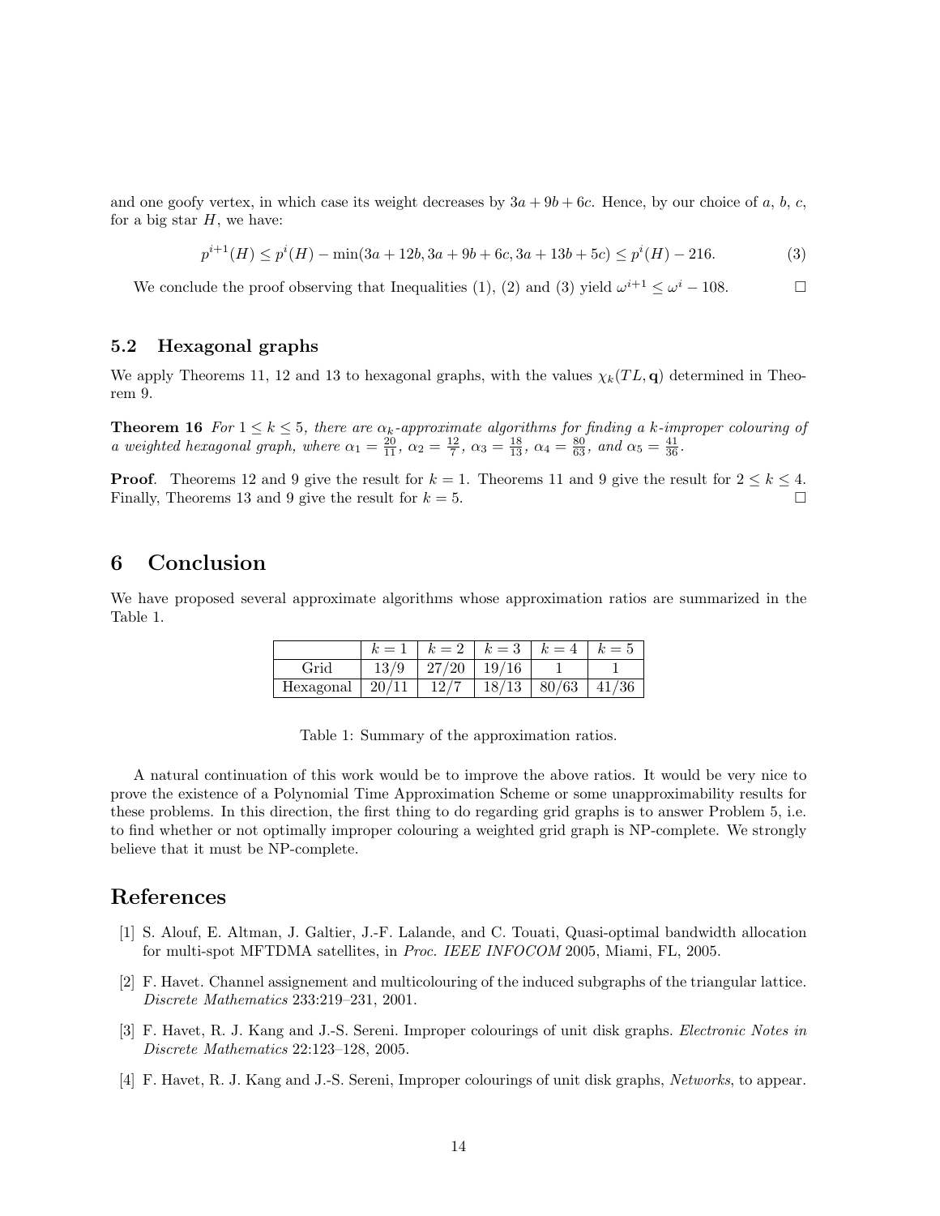and one goofy vertex, in which case its weight decreases by $3a + 9b + 6c$. Hence, by our choice of $a$, $b$, $c$, for a big star $H$, we have:

$$p^{i+1}(H) \leq p^i(H) - \min(3a + 12b, 3a + 9b + 6c, 3a + 13b + 5c) \leq p^i(H) - 216. \tag{3}$$

We conclude the proof observing that Inequalities (1), (2) and (3) yield $\omega^{i+1} \leq \omega^i - 108$. □

### 5.2 Hexagonal graphs

We apply Theorems 11, 12 and 13 to hexagonal graphs, with the values $\chi_k(TL, \mathbf{q})$ determined in Theorem 9.

**Theorem 16** *For $1 \leq k \leq 5$, there are $\alpha_k$-approximate algorithms for finding a $k$-improper colouring of a weighted hexagonal graph, where $\alpha_1 = \frac{20}{11}$, $\alpha_2 = \frac{12}{7}$, $\alpha_3 = \frac{18}{13}$, $\alpha_4 = \frac{80}{63}$, and $\alpha_5 = \frac{41}{36}$.*

**Proof**. Theorems 12 and 9 give the result for $k = 1$. Theorems 11 and 9 give the result for $2 \leq k \leq 4$. Finally, Theorems 13 and 9 give the result for $k = 5$. □

## 6 Conclusion

We have proposed several approximate algorithms whose approximation ratios are summarized in the Table 1.

| | $k = 1$ | $k = 2$ | $k = 3$ | $k = 4$ | $k = 5$ |
|---|---|---|---|---|---|
| Grid | 13/9 | 27/20 | 19/16 | 1 | 1 |
| Hexagonal | 20/11 | 12/7 | 18/13 | 80/63 | 41/36 |

Table 1: Summary of the approximation ratios.

A natural continuation of this work would be to improve the above ratios. It would be very nice to prove the existence of a Polynomial Time Approximation Scheme or some unapproximability results for these problems. In this direction, the first thing to do regarding grid graphs is to answer Problem 5, i.e. to find whether or not optimally improper colouring a weighted grid graph is NP-complete. We strongly believe that it must be NP-complete.

## References

[1] S. Alouf, E. Altman, J. Galtier, J.-F. Lalande, and C. Touati, Quasi-optimal bandwidth allocation for multi-spot MFTDMA satellites, in *Proc. IEEE INFOCOM* 2005, Miami, FL, 2005.

[2] F. Havet. Channel assignement and multicolouring of the induced subgraphs of the triangular lattice. *Discrete Mathematics* 233:219–231, 2001.

[3] F. Havet, R. J. Kang and J.-S. Sereni. Improper colourings of unit disk graphs. *Electronic Notes in Discrete Mathematics* 22:123–128, 2005.

[4] F. Havet, R. J. Kang and J.-S. Sereni, Improper colourings of unit disk graphs, *Networks*, to appear.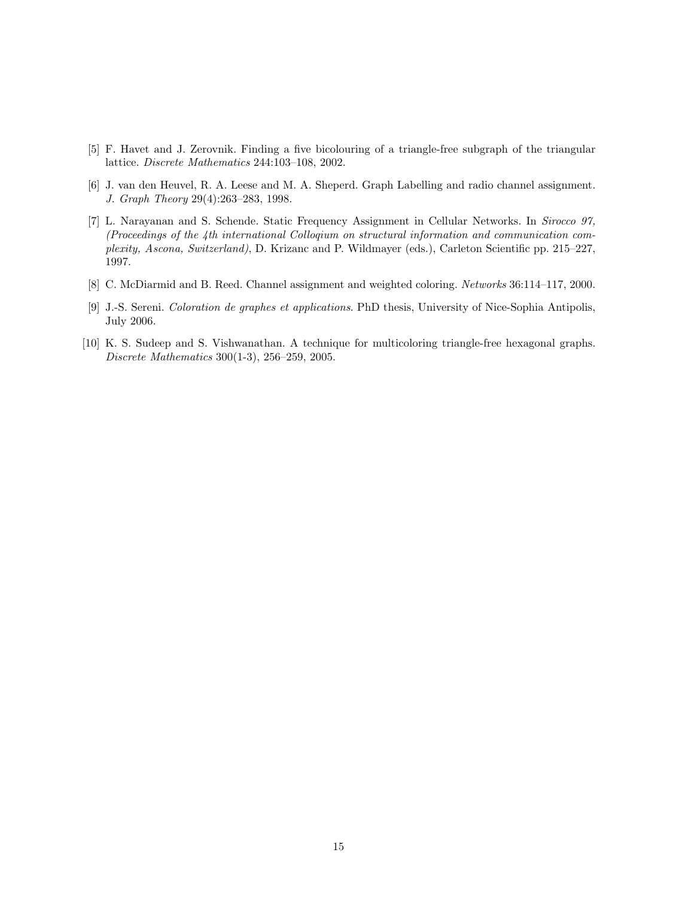[5] F. Havet and J. Zerovnik. Finding a five bicolouring of a triangle-free subgraph of the triangular lattice. *Discrete Mathematics* 244:103–108, 2002.

[6] J. van den Heuvel, R. A. Leese and M. A. Sheperd. Graph Labelling and radio channel assignment. *J. Graph Theory* 29(4):263–283, 1998.

[7] L. Narayanan and S. Schende. Static Frequency Assignment in Cellular Networks. In *Sirocco 97, (Proceedings of the 4th international Colloqium on structural information and communication complexity, Ascona, Switzerland)*, D. Krizanc and P. Wildmayer (eds.), Carleton Scientific pp. 215–227, 1997.

[8] C. McDiarmid and B. Reed. Channel assignment and weighted coloring. *Networks* 36:114–117, 2000.

[9] J.-S. Sereni. *Coloration de graphes et applications*. PhD thesis, University of Nice-Sophia Antipolis, July 2006.

[10] K. S. Sudeep and S. Vishwanathan. A technique for multicoloring triangle-free hexagonal graphs. *Discrete Mathematics* 300(1-3), 256–259, 2005.